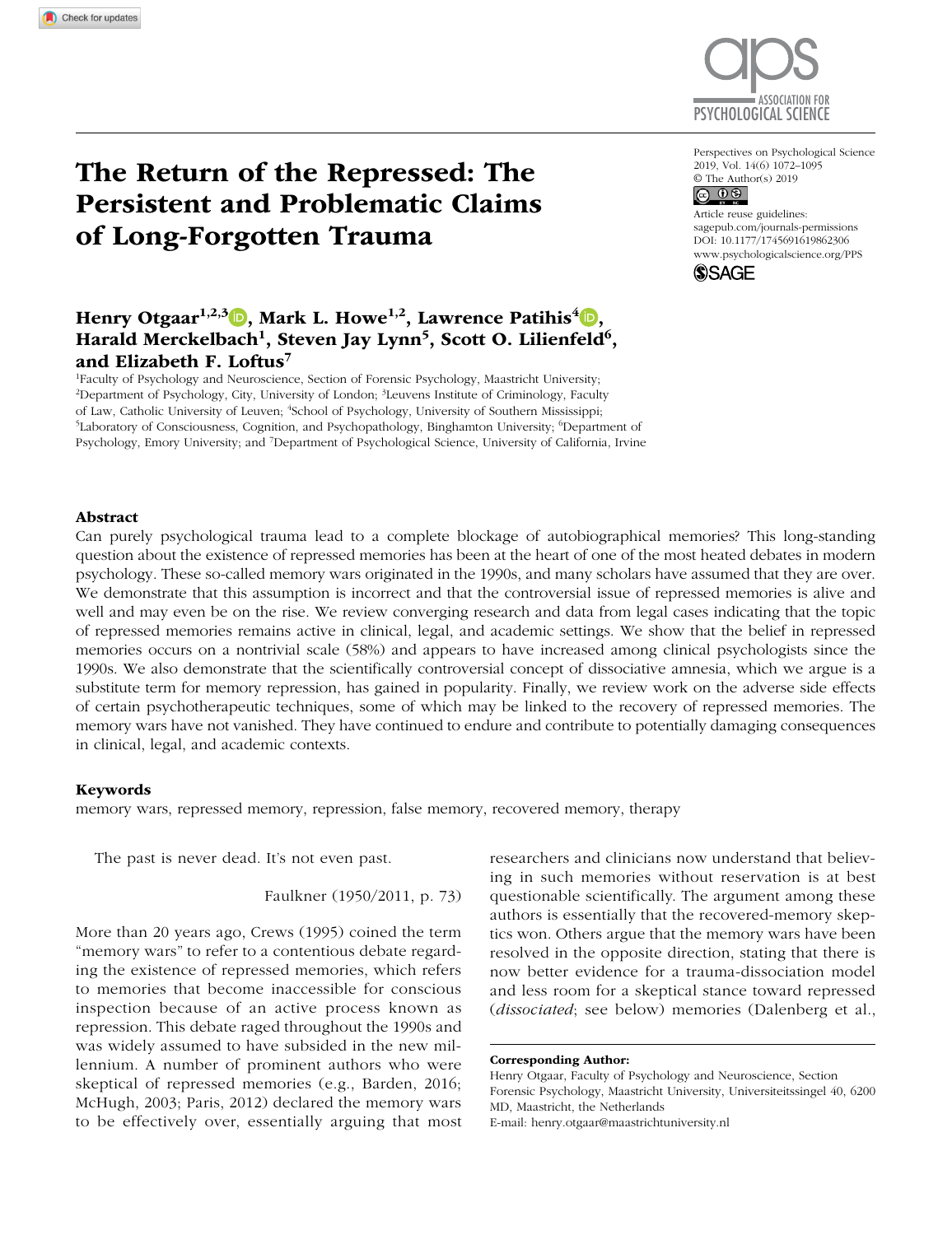# The Return of the Repressed: The Persistent and Problematic Claims of Long-Forgotten Trauma

Perspectives on Psychological Science
2019, Vol. 14(6) 1072–1095
© The Author(s) 2019
Article reuse guidelines: sagepub.com/journals-permissions
DOI: 10.1177/1745691619862306
www.psychologicalscience.org/PPS

**Henry Otgaar[1,2,3], Mark L. Howe[1,2], Lawrence Patihis[4], Harald Merckelbach[1], Steven Jay Lynn[5], Scott O. Lilienfeld[6], and Elizabeth F. Loftus[7]**

[1]Faculty of Psychology and Neuroscience, Section of Forensic Psychology, Maastricht University; [2]Department of Psychology, City, University of London; [3]Leuvens Institute of Criminology, Faculty of Law, Catholic University of Leuven; [4]School of Psychology, University of Southern Mississippi; [5]Laboratory of Consciousness, Cognition, and Psychopathology, Binghamton University; [6]Department of Psychology, Emory University; and [7]Department of Psychological Science, University of California, Irvine

## Abstract

Can purely psychological trauma lead to a complete blockage of autobiographical memories? This long-standing question about the existence of repressed memories has been at the heart of one of the most heated debates in modern psychology. These so-called memory wars originated in the 1990s, and many scholars have assumed that they are over. We demonstrate that this assumption is incorrect and that the controversial issue of repressed memories is alive and well and may even be on the rise. We review converging research and data from legal cases indicating that the topic of repressed memories remains active in clinical, legal, and academic settings. We show that the belief in repressed memories occurs on a nontrivial scale (58%) and appears to have increased among clinical psychologists since the 1990s. We also demonstrate that the scientifically controversial concept of dissociative amnesia, which we argue is a substitute term for memory repression, has gained in popularity. Finally, we review work on the adverse side effects of certain psychotherapeutic techniques, some of which may be linked to the recovery of repressed memories. The memory wars have not vanished. They have continued to endure and contribute to potentially damaging consequences in clinical, legal, and academic contexts.

### Keywords

memory wars, repressed memory, repression, false memory, recovered memory, therapy

> The past is never dead. It's not even past.
>
> Faulkner (1950/2011, p. 73)

More than 20 years ago, Crews (1995) coined the term "memory wars" to refer to a contentious debate regarding the existence of repressed memories, which refers to memories that become inaccessible for conscious inspection because of an active process known as repression. This debate raged throughout the 1990s and was widely assumed to have subsided in the new millennium. A number of prominent authors who were skeptical of repressed memories (e.g., Barden, 2016; McHugh, 2003; Paris, 2012) declared the memory wars to be effectively over, essentially arguing that most researchers and clinicians now understand that believing in such memories without reservation is at best questionable scientifically. The argument among these authors is essentially that the recovered-memory skeptics won. Others argue that the memory wars have been resolved in the opposite direction, stating that there is now better evidence for a trauma-dissociation model and less room for a skeptical stance toward repressed (*dissociated*; see below) memories (Dalenberg et al.,

**Corresponding Author:**
Henry Otgaar, Faculty of Psychology and Neuroscience, Section Forensic Psychology, Maastricht University, Universiteitssingel 40, 6200 MD, Maastricht, the Netherlands
E-mail: henry.otgaar@maastrichtuniversity.nl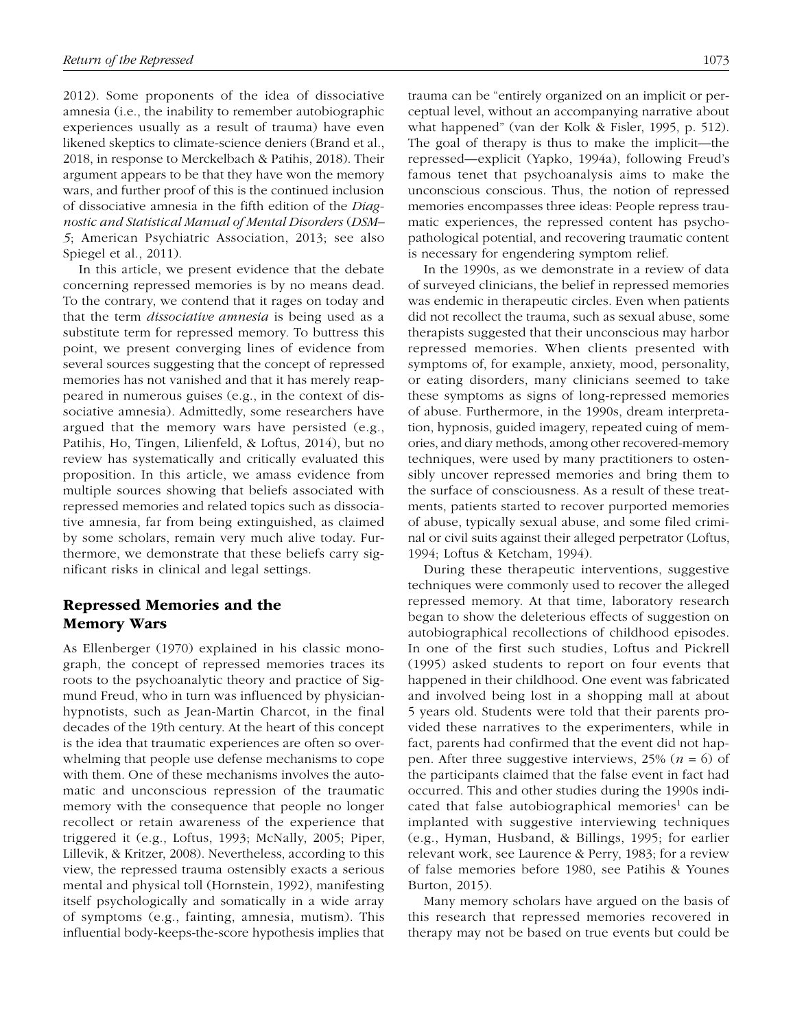2012). Some proponents of the idea of dissociative amnesia (i.e., the inability to remember autobiographic experiences usually as a result of trauma) have even likened skeptics to climate-science deniers (Brand et al., 2018, in response to Merckelbach & Patihis, 2018). Their argument appears to be that they have won the memory wars, and further proof of this is the continued inclusion of dissociative amnesia in the fifth edition of the *Diagnostic and Statistical Manual of Mental Disorders* (*DSM–5*; American Psychiatric Association, 2013; see also Spiegel et al., 2011).

In this article, we present evidence that the debate concerning repressed memories is by no means dead. To the contrary, we contend that it rages on today and that the term *dissociative amnesia* is being used as a substitute term for repressed memory. To buttress this point, we present converging lines of evidence from several sources suggesting that the concept of repressed memories has not vanished and that it has merely reappeared in numerous guises (e.g., in the context of dissociative amnesia). Admittedly, some researchers have argued that the memory wars have persisted (e.g., Patihis, Ho, Tingen, Lilienfeld, & Loftus, 2014), but no review has systematically and critically evaluated this proposition. In this article, we amass evidence from multiple sources showing that beliefs associated with repressed memories and related topics such as dissociative amnesia, far from being extinguished, as claimed by some scholars, remain very much alive today. Furthermore, we demonstrate that these beliefs carry significant risks in clinical and legal settings.

## Repressed Memories and the Memory Wars

As Ellenberger (1970) explained in his classic monograph, the concept of repressed memories traces its roots to the psychoanalytic theory and practice of Sigmund Freud, who in turn was influenced by physician-hypnotists, such as Jean-Martin Charcot, in the final decades of the 19th century. At the heart of this concept is the idea that traumatic experiences are often so overwhelming that people use defense mechanisms to cope with them. One of these mechanisms involves the automatic and unconscious repression of the traumatic memory with the consequence that people no longer recollect or retain awareness of the experience that triggered it (e.g., Loftus, 1993; McNally, 2005; Piper, Lillevik, & Kritzer, 2008). Nevertheless, according to this view, the repressed trauma ostensibly exacts a serious mental and physical toll (Hornstein, 1992), manifesting itself psychologically and somatically in a wide array of symptoms (e.g., fainting, amnesia, mutism). This influential body-keeps-the-score hypothesis implies that trauma can be "entirely organized on an implicit or perceptual level, without an accompanying narrative about what happened" (van der Kolk & Fisler, 1995, p. 512). The goal of therapy is thus to make the implicit—the repressed—explicit (Yapko, 1994a), following Freud's famous tenet that psychoanalysis aims to make the unconscious conscious. Thus, the notion of repressed memories encompasses three ideas: People repress traumatic experiences, the repressed content has psychopathological potential, and recovering traumatic content is necessary for engendering symptom relief.

In the 1990s, as we demonstrate in a review of data of surveyed clinicians, the belief in repressed memories was endemic in therapeutic circles. Even when patients did not recollect the trauma, such as sexual abuse, some therapists suggested that their unconscious may harbor repressed memories. When clients presented with symptoms of, for example, anxiety, mood, personality, or eating disorders, many clinicians seemed to take these symptoms as signs of long-repressed memories of abuse. Furthermore, in the 1990s, dream interpretation, hypnosis, guided imagery, repeated cuing of memories, and diary methods, among other recovered-memory techniques, were used by many practitioners to ostensibly uncover repressed memories and bring them to the surface of consciousness. As a result of these treatments, patients started to recover purported memories of abuse, typically sexual abuse, and some filed criminal or civil suits against their alleged perpetrator (Loftus, 1994; Loftus & Ketcham, 1994).

During these therapeutic interventions, suggestive techniques were commonly used to recover the alleged repressed memory. At that time, laboratory research began to show the deleterious effects of suggestion on autobiographical recollections of childhood episodes. In one of the first such studies, Loftus and Pickrell (1995) asked students to report on four events that happened in their childhood. One event was fabricated and involved being lost in a shopping mall at about 5 years old. Students were told that their parents provided these narratives to the experimenters, while in fact, parents had confirmed that the event did not happen. After three suggestive interviews, 25% ($n = 6$) of the participants claimed that the false event in fact had occurred. This and other studies during the 1990s indicated that false autobiographical memories[1] can be implanted with suggestive interviewing techniques (e.g., Hyman, Husband, & Billings, 1995; for earlier relevant work, see Laurence & Perry, 1983; for a review of false memories before 1980, see Patihis & Younes Burton, 2015).

Many memory scholars have argued on the basis of this research that repressed memories recovered in therapy may not be based on true events but could be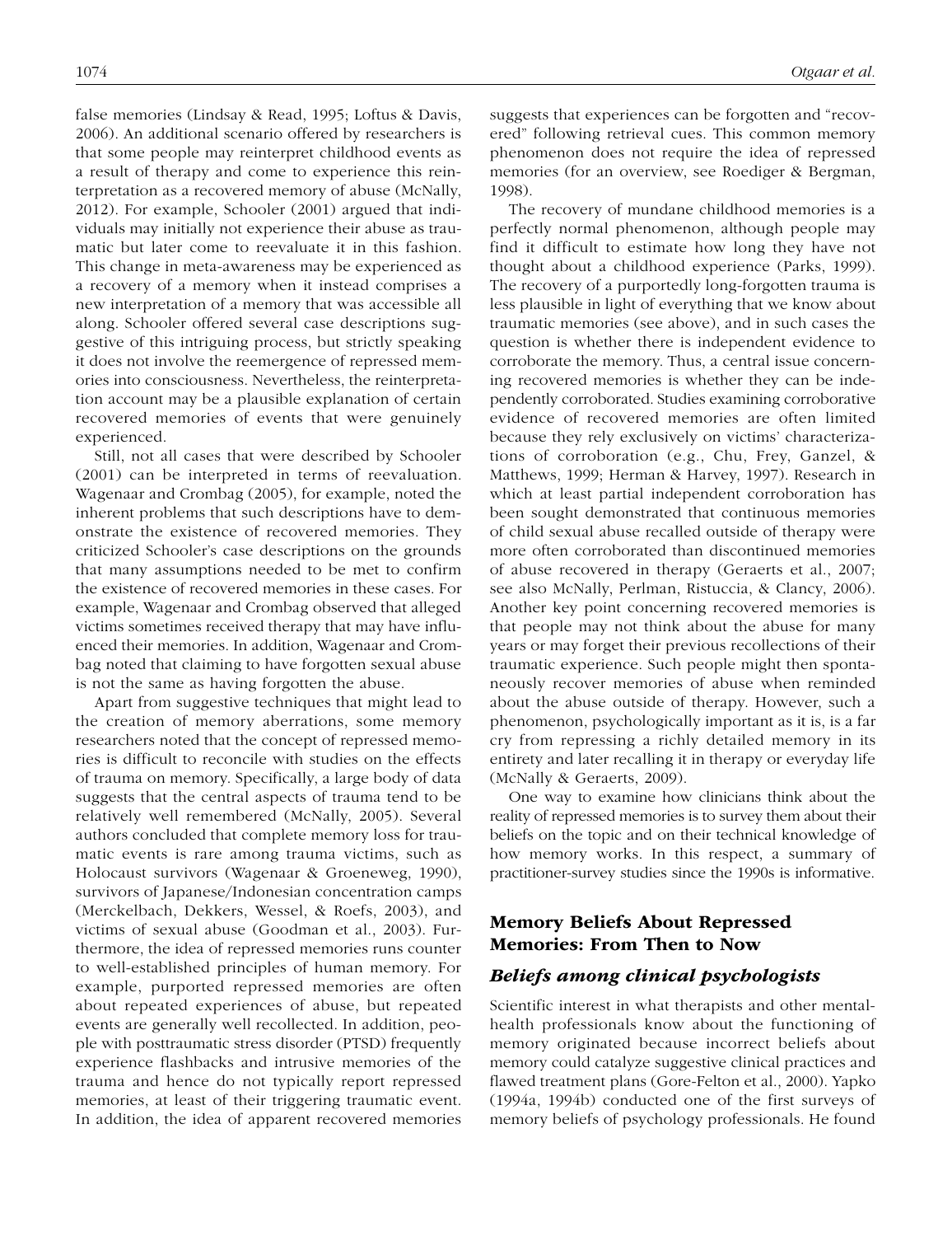false memories (Lindsay & Read, 1995; Loftus & Davis, 2006). An additional scenario offered by researchers is that some people may reinterpret childhood events as a result of therapy and come to experience this reinterpretation as a recovered memory of abuse (McNally, 2012). For example, Schooler (2001) argued that individuals may initially not experience their abuse as traumatic but later come to reevaluate it in this fashion. This change in meta-awareness may be experienced as a recovery of a memory when it instead comprises a new interpretation of a memory that was accessible all along. Schooler offered several case descriptions suggestive of this intriguing process, but strictly speaking it does not involve the reemergence of repressed memories into consciousness. Nevertheless, the reinterpretation account may be a plausible explanation of certain recovered memories of events that were genuinely experienced.

Still, not all cases that were described by Schooler (2001) can be interpreted in terms of reevaluation. Wagenaar and Crombag (2005), for example, noted the inherent problems that such descriptions have to demonstrate the existence of recovered memories. They criticized Schooler's case descriptions on the grounds that many assumptions needed to be met to confirm the existence of recovered memories in these cases. For example, Wagenaar and Crombag observed that alleged victims sometimes received therapy that may have influenced their memories. In addition, Wagenaar and Crombag noted that claiming to have forgotten sexual abuse is not the same as having forgotten the abuse.

Apart from suggestive techniques that might lead to the creation of memory aberrations, some memory researchers noted that the concept of repressed memories is difficult to reconcile with studies on the effects of trauma on memory. Specifically, a large body of data suggests that the central aspects of trauma tend to be relatively well remembered (McNally, 2005). Several authors concluded that complete memory loss for traumatic events is rare among trauma victims, such as Holocaust survivors (Wagenaar & Groeneweg, 1990), survivors of Japanese/Indonesian concentration camps (Merckelbach, Dekkers, Wessel, & Roefs, 2003), and victims of sexual abuse (Goodman et al., 2003). Furthermore, the idea of repressed memories runs counter to well-established principles of human memory. For example, purported repressed memories are often about repeated experiences of abuse, but repeated events are generally well recollected. In addition, people with posttraumatic stress disorder (PTSD) frequently experience flashbacks and intrusive memories of the trauma and hence do not typically report repressed memories, at least of their triggering traumatic event. In addition, the idea of apparent recovered memories suggests that experiences can be forgotten and "recovered" following retrieval cues. This common memory phenomenon does not require the idea of repressed memories (for an overview, see Roediger & Bergman, 1998).

The recovery of mundane childhood memories is a perfectly normal phenomenon, although people may find it difficult to estimate how long they have not thought about a childhood experience (Parks, 1999). The recovery of a purportedly long-forgotten trauma is less plausible in light of everything that we know about traumatic memories (see above), and in such cases the question is whether there is independent evidence to corroborate the memory. Thus, a central issue concerning recovered memories is whether they can be independently corroborated. Studies examining corroborative evidence of recovered memories are often limited because they rely exclusively on victims' characterizations of corroboration (e.g., Chu, Frey, Ganzel, & Matthews, 1999; Herman & Harvey, 1997). Research in which at least partial independent corroboration has been sought demonstrated that continuous memories of child sexual abuse recalled outside of therapy were more often corroborated than discontinued memories of abuse recovered in therapy (Geraerts et al., 2007; see also McNally, Perlman, Ristuccia, & Clancy, 2006). Another key point concerning recovered memories is that people may not think about the abuse for many years or may forget their previous recollections of their traumatic experience. Such people might then spontaneously recover memories of abuse when reminded about the abuse outside of therapy. However, such a phenomenon, psychologically important as it is, is a far cry from repressing a richly detailed memory in its entirety and later recalling it in therapy or everyday life (McNally & Geraerts, 2009).

One way to examine how clinicians think about the reality of repressed memories is to survey them about their beliefs on the topic and on their technical knowledge of how memory works. In this respect, a summary of practitioner-survey studies since the 1990s is informative.

## Memory Beliefs About Repressed Memories: From Then to Now

### *Beliefs among clinical psychologists*

Scientific interest in what therapists and other mental-health professionals know about the functioning of memory originated because incorrect beliefs about memory could catalyze suggestive clinical practices and flawed treatment plans (Gore-Felton et al., 2000). Yapko (1994a, 1994b) conducted one of the first surveys of memory beliefs of psychology professionals. He found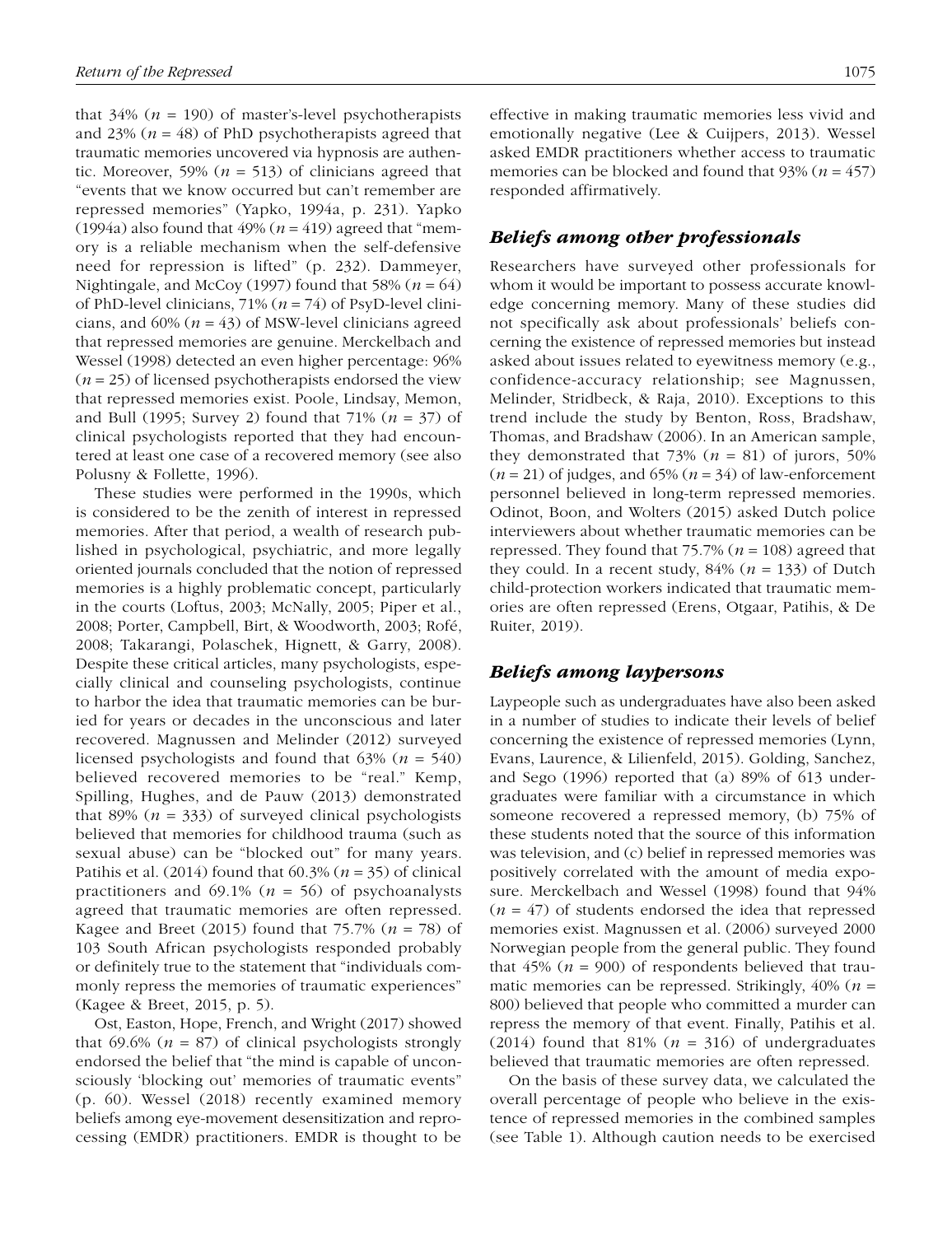that 34% ($n$ = 190) of master's-level psychotherapists and 23% ($n$ = 48) of PhD psychotherapists agreed that traumatic memories uncovered via hypnosis are authentic. Moreover, 59% ($n$ = 513) of clinicians agreed that "events that we know occurred but can't remember are repressed memories" (Yapko, 1994a, p. 231). Yapko (1994a) also found that 49% ($n$ = 419) agreed that "memory is a reliable mechanism when the self-defensive need for repression is lifted" (p. 232). Dammeyer, Nightingale, and McCoy (1997) found that 58% ($n$ = 64) of PhD-level clinicians, 71% ($n$ = 74) of PsyD-level clinicians, and 60% ($n$ = 43) of MSW-level clinicians agreed that repressed memories are genuine. Merckelbach and Wessel (1998) detected an even higher percentage: 96% ($n$ = 25) of licensed psychotherapists endorsed the view that repressed memories exist. Poole, Lindsay, Memon, and Bull (1995; Survey 2) found that 71% ($n$ = 37) of clinical psychologists reported that they had encountered at least one case of a recovered memory (see also Polusny & Follette, 1996).

These studies were performed in the 1990s, which is considered to be the zenith of interest in repressed memories. After that period, a wealth of research published in psychological, psychiatric, and more legally oriented journals concluded that the notion of repressed memories is a highly problematic concept, particularly in the courts (Loftus, 2003; McNally, 2005; Piper et al., 2008; Porter, Campbell, Birt, & Woodworth, 2003; Rofé, 2008; Takarangi, Polaschek, Hignett, & Garry, 2008). Despite these critical articles, many psychologists, especially clinical and counseling psychologists, continue to harbor the idea that traumatic memories can be buried for years or decades in the unconscious and later recovered. Magnussen and Melinder (2012) surveyed licensed psychologists and found that 63% ($n$ = 540) believed recovered memories to be "real." Kemp, Spilling, Hughes, and de Pauw (2013) demonstrated that 89% ($n$ = 333) of surveyed clinical psychologists believed that memories for childhood trauma (such as sexual abuse) can be "blocked out" for many years. Patihis et al. (2014) found that 60.3% ($n$ = 35) of clinical practitioners and 69.1% ($n$ = 56) of psychoanalysts agreed that traumatic memories are often repressed. Kagee and Breet (2015) found that 75.7% ($n$ = 78) of 103 South African psychologists responded probably or definitely true to the statement that "individuals commonly repress the memories of traumatic experiences" (Kagee & Breet, 2015, p. 5).

Ost, Easton, Hope, French, and Wright (2017) showed that 69.6% ($n$ = 87) of clinical psychologists strongly endorsed the belief that "the mind is capable of unconsciously 'blocking out' memories of traumatic events" (p. 60). Wessel (2018) recently examined memory beliefs among eye-movement desensitization and reprocessing (EMDR) practitioners. EMDR is thought to be effective in making traumatic memories less vivid and emotionally negative (Lee & Cuijpers, 2013). Wessel asked EMDR practitioners whether access to traumatic memories can be blocked and found that 93% ($n$ = 457) responded affirmatively.

### *Beliefs among other professionals*

Researchers have surveyed other professionals for whom it would be important to possess accurate knowledge concerning memory. Many of these studies did not specifically ask about professionals' beliefs concerning the existence of repressed memories but instead asked about issues related to eyewitness memory (e.g., confidence-accuracy relationship; see Magnussen, Melinder, Stridbeck, & Raja, 2010). Exceptions to this trend include the study by Benton, Ross, Bradshaw, Thomas, and Bradshaw (2006). In an American sample, they demonstrated that 73% ($n$ = 81) of jurors, 50% ($n$ = 21) of judges, and 65% ($n$ = 34) of law-enforcement personnel believed in long-term repressed memories. Odinot, Boon, and Wolters (2015) asked Dutch police interviewers about whether traumatic memories can be repressed. They found that 75.7% ($n$ = 108) agreed that they could. In a recent study, 84% ($n$ = 133) of Dutch child-protection workers indicated that traumatic memories are often repressed (Erens, Otgaar, Patihis, & De Ruiter, 2019).

### *Beliefs among laypersons*

Laypeople such as undergraduates have also been asked in a number of studies to indicate their levels of belief concerning the existence of repressed memories (Lynn, Evans, Laurence, & Lilienfeld, 2015). Golding, Sanchez, and Sego (1996) reported that (a) 89% of 613 undergraduates were familiar with a circumstance in which someone recovered a repressed memory, (b) 75% of these students noted that the source of this information was television, and (c) belief in repressed memories was positively correlated with the amount of media exposure. Merckelbach and Wessel (1998) found that 94% ($n$ = 47) of students endorsed the idea that repressed memories exist. Magnussen et al. (2006) surveyed 2000 Norwegian people from the general public. They found that 45% ($n$ = 900) of respondents believed that traumatic memories can be repressed. Strikingly, 40% ($n$ = 800) believed that people who committed a murder can repress the memory of that event. Finally, Patihis et al. (2014) found that 81% ($n$ = 316) of undergraduates believed that traumatic memories are often repressed.

On the basis of these survey data, we calculated the overall percentage of people who believe in the existence of repressed memories in the combined samples (see Table 1). Although caution needs to be exercised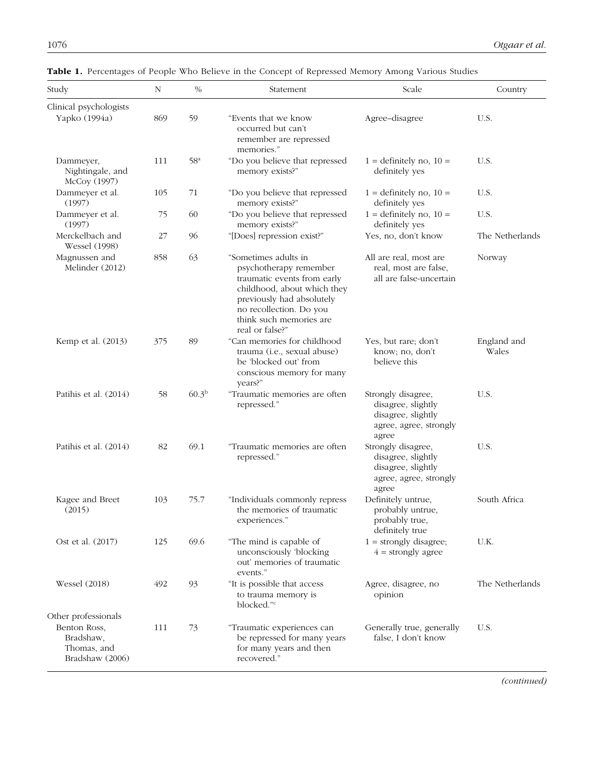**Table 1.** Percentages of People Who Believe in the Concept of Repressed Memory Among Various Studies

| Study | N | % | Statement | Scale | Country |
|---|---|---|---|---|---|
| Clinical psychologists | | | | | |
| Yapko (1994a) | 869 | 59 | "Events that we know occurred but can't remember are repressed memories." | Agree–disagree | U.S. |
| Dammeyer, Nightingale, and McCoy (1997) | 111 | 58[a] | "Do you believe that repressed memory exists?" | 1 = definitely no, 10 = definitely yes | U.S. |
| Dammeyer et al. (1997) | 105 | 71 | "Do you believe that repressed memory exists?" | 1 = definitely no, 10 = definitely yes | U.S. |
| Dammeyer et al. (1997) | 75 | 60 | "Do you believe that repressed memory exists?" | 1 = definitely no, 10 = definitely yes | U.S. |
| Merckelbach and Wessel (1998) | 27 | 96 | "[Does] repression exist?" | Yes, no, don't know | The Netherlands |
| Magnussen and Melinder (2012) | 858 | 63 | "Sometimes adults in psychotherapy remember traumatic events from early childhood, about which they previously had absolutely no recollection. Do you think such memories are real or false?" | All are real, most are real, most are false, all are false-uncertain | Norway |
| Kemp et al. (2013) | 375 | 89 | "Can memories for childhood trauma (i.e., sexual abuse) be 'blocked out' from conscious memory for many years?" | Yes, but rare; don't know; no, don't believe this | England and Wales |
| Patihis et al. (2014) | 58 | 60.3[b] | "Traumatic memories are often repressed." | Strongly disagree, disagree, slightly disagree, slightly agree, agree, strongly agree | U.S. |
| Patihis et al. (2014) | 82 | 69.1 | "Traumatic memories are often repressed." | Strongly disagree, disagree, slightly disagree, slightly agree, agree, strongly agree | U.S. |
| Kagee and Breet (2015) | 103 | 75.7 | "Individuals commonly repress the memories of traumatic experiences." | Definitely untrue, probably untrue, probably true, definitely true | South Africa |
| Ost et al. (2017) | 125 | 69.6 | "The mind is capable of unconsciously 'blocking out' memories of traumatic events." | 1 = strongly disagree; 4 = strongly agree | U.K. |
| Wessel (2018) | 492 | 93 | "It is possible that access to trauma memory is blocked."[c] | Agree, disagree, no opinion | The Netherlands |
| Other professionals | | | | | |
| Benton Ross, Bradshaw, Thomas, and Bradshaw (2006) | 111 | 73 | "Traumatic experiences can be repressed for many years and then recovered." | Generally true, generally false, I don't know | U.S. |

*(continued)*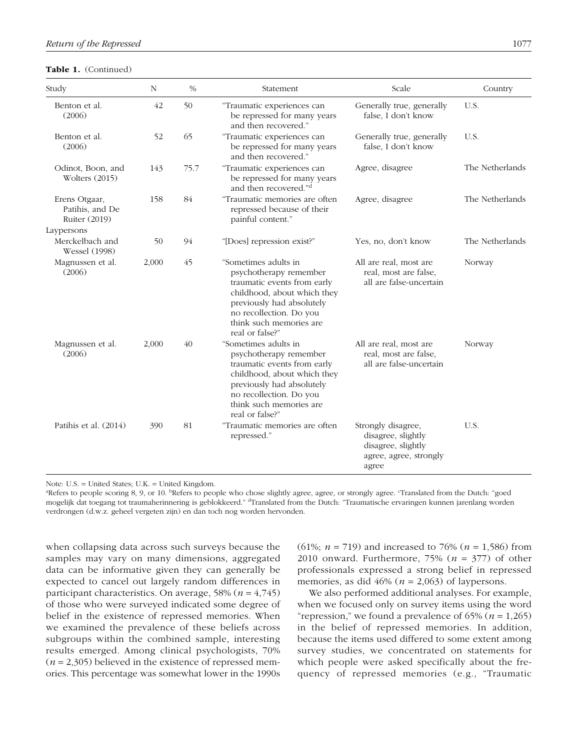**Table 1.** (Continued)

| Study | N | % | Statement | Scale | Country |
|---|---|---|---|---|---|
| Benton et al. (2006) | 42 | 50 | "Traumatic experiences can be repressed for many years and then recovered." | Generally true, generally false, I don't know | U.S. |
| Benton et al. (2006) | 52 | 65 | "Traumatic experiences can be repressed for many years and then recovered." | Generally true, generally false, I don't know | U.S. |
| Odinot, Boon, and Wolters (2015) | 143 | 75.7 | "Traumatic experiences can be repressed for many years and then recovered."[d] | Agree, disagree | The Netherlands |
| Erens Otgaar, Patihis, and De Ruiter (2019) | 158 | 84 | "Traumatic memories are often repressed because of their painful content." | Agree, disagree | The Netherlands |
| Laypersons | | | | | |
| Merckelbach and Wessel (1998) | 50 | 94 | "[Does] repression exist?" | Yes, no, don't know | The Netherlands |
| Magnussen et al. (2006) | 2,000 | 45 | "Sometimes adults in psychotherapy remember traumatic events from early childhood, about which they previously had absolutely no recollection. Do you think such memories are real or false?" | All are real, most are real, most are false, all are false-uncertain | Norway |
| Magnussen et al. (2006) | 2,000 | 40 | "Sometimes adults in psychotherapy remember traumatic events from early childhood, about which they previously had absolutely no recollection. Do you think such memories are real or false?" | All are real, most are real, most are false, all are false-uncertain | Norway |
| Patihis et al. (2014) | 390 | 81 | "Traumatic memories are often repressed." | Strongly disagree, disagree, slightly disagree, slightly agree, agree, strongly agree | U.S. |

Note: U.S. = United States; U.K. = United Kingdom.
[a]Refers to people scoring 8, 9, or 10. [b]Refers to people who chose slightly agree, agree, or strongly agree. [c]Translated from the Dutch: "goed mogelijk dat toegang tot traumaherinnering is geblokkeerd." [d]Translated from the Dutch: "Traumatische ervaringen kunnen jarenlang worden verdrongen (d.w.z. geheel vergeten zijn) en dan toch nog worden hervonden.

when collapsing data across such surveys because the samples may vary on many dimensions, aggregated data can be informative given they can generally be expected to cancel out largely random differences in participant characteristics. On average, 58% ($n$ = 4,745) of those who were surveyed indicated some degree of belief in the existence of repressed memories. When we examined the prevalence of these beliefs across subgroups within the combined sample, interesting results emerged. Among clinical psychologists, 70% ($n$ = 2,305) believed in the existence of repressed memories. This percentage was somewhat lower in the 1990s (61%; $n$ = 719) and increased to 76% ($n$ = 1,586) from 2010 onward. Furthermore, 75% ($n$ = 377) of other professionals expressed a strong belief in repressed memories, as did 46% ($n$ = 2,063) of laypersons.

We also performed additional analyses. For example, when we focused only on survey items using the word "repression," we found a prevalence of 65% ($n$ = 1,265) in the belief of repressed memories. In addition, because the items used differed to some extent among survey studies, we concentrated on statements for which people were asked specifically about the frequency of repressed memories (e.g., "Traumatic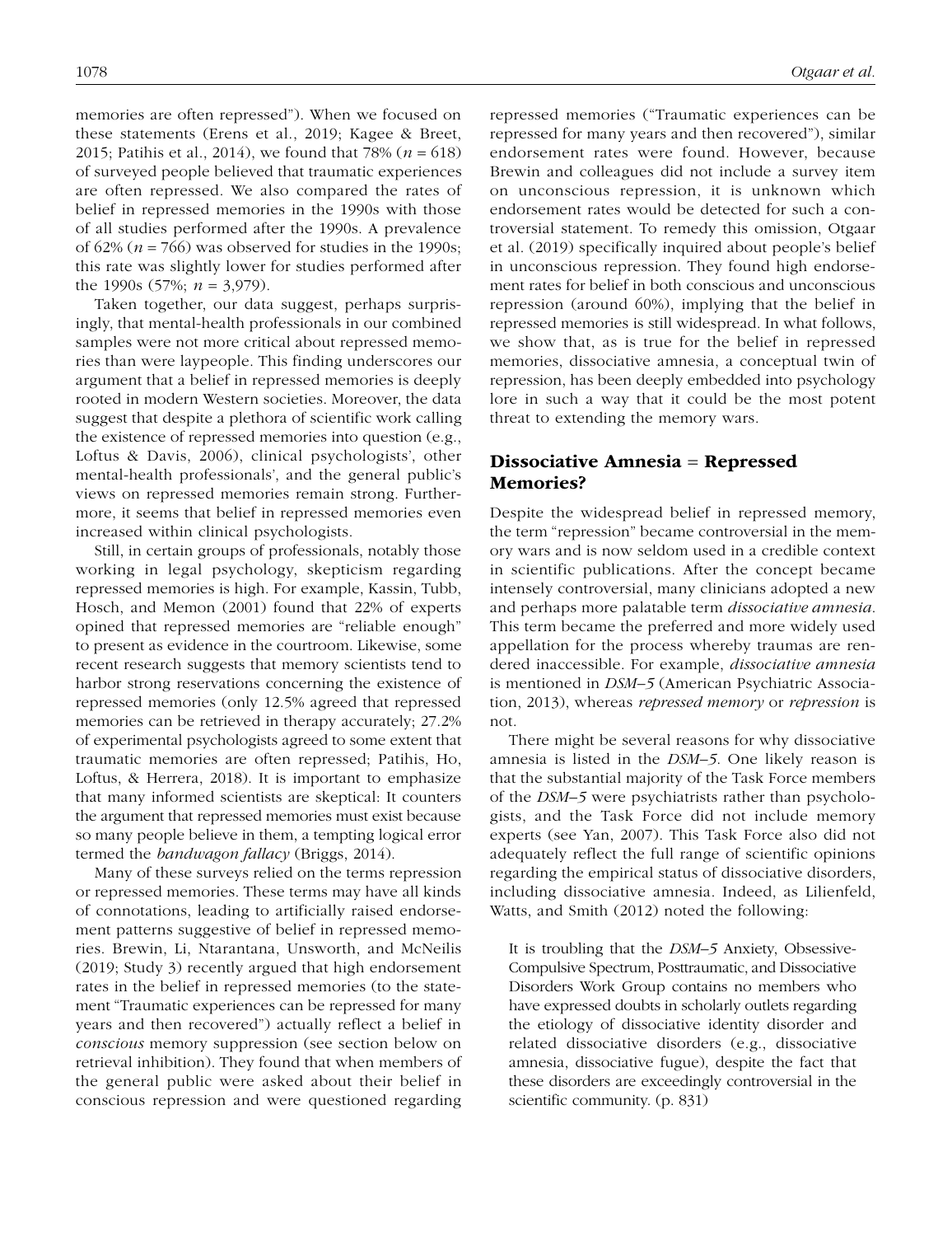memories are often repressed"). When we focused on these statements (Erens et al., 2019; Kagee & Breet, 2015; Patihis et al., 2014), we found that 78% ($n$ = 618) of surveyed people believed that traumatic experiences are often repressed. We also compared the rates of belief in repressed memories in the 1990s with those of all studies performed after the 1990s. A prevalence of 62% ($n$ = 766) was observed for studies in the 1990s; this rate was slightly lower for studies performed after the 1990s (57%; $n$ = 3,979).

Taken together, our data suggest, perhaps surprisingly, that mental-health professionals in our combined samples were not more critical about repressed memories than were laypeople. This finding underscores our argument that a belief in repressed memories is deeply rooted in modern Western societies. Moreover, the data suggest that despite a plethora of scientific work calling the existence of repressed memories into question (e.g., Loftus & Davis, 2006), clinical psychologists', other mental-health professionals', and the general public's views on repressed memories remain strong. Furthermore, it seems that belief in repressed memories even increased within clinical psychologists.

Still, in certain groups of professionals, notably those working in legal psychology, skepticism regarding repressed memories is high. For example, Kassin, Tubb, Hosch, and Memon (2001) found that 22% of experts opined that repressed memories are "reliable enough" to present as evidence in the courtroom. Likewise, some recent research suggests that memory scientists tend to harbor strong reservations concerning the existence of repressed memories (only 12.5% agreed that repressed memories can be retrieved in therapy accurately; 27.2% of experimental psychologists agreed to some extent that traumatic memories are often repressed; Patihis, Ho, Loftus, & Herrera, 2018). It is important to emphasize that many informed scientists are skeptical: It counters the argument that repressed memories must exist because so many people believe in them, a tempting logical error termed the *bandwagon fallacy* (Briggs, 2014).

Many of these surveys relied on the terms repression or repressed memories. These terms may have all kinds of connotations, leading to artificially raised endorsement patterns suggestive of belief in repressed memories. Brewin, Li, Ntarantana, Unsworth, and McNeilis (2019; Study 3) recently argued that high endorsement rates in the belief in repressed memories (to the statement "Traumatic experiences can be repressed for many years and then recovered") actually reflect a belief in *conscious* memory suppression (see section below on retrieval inhibition). They found that when members of the general public were asked about their belief in conscious repression and were questioned regarding repressed memories ("Traumatic experiences can be repressed for many years and then recovered"), similar endorsement rates were found. However, because Brewin and colleagues did not include a survey item on unconscious repression, it is unknown which endorsement rates would be detected for such a controversial statement. To remedy this omission, Otgaar et al. (2019) specifically inquired about people's belief in unconscious repression. They found high endorsement rates for belief in both conscious and unconscious repression (around 60%), implying that the belief in repressed memories is still widespread. In what follows, we show that, as is true for the belief in repressed memories, dissociative amnesia, a conceptual twin of repression, has been deeply embedded into psychology lore in such a way that it could be the most potent threat to extending the memory wars.

## Dissociative Amnesia = Repressed Memories?

Despite the widespread belief in repressed memory, the term "repression" became controversial in the memory wars and is now seldom used in a credible context in scientific publications. After the concept became intensely controversial, many clinicians adopted a new and perhaps more palatable term *dissociative amnesia*. This term became the preferred and more widely used appellation for the process whereby traumas are rendered inaccessible. For example, *dissociative amnesia* is mentioned in *DSM–5* (American Psychiatric Association, 2013), whereas *repressed memory* or *repression* is not.

There might be several reasons for why dissociative amnesia is listed in the *DSM–5*. One likely reason is that the substantial majority of the Task Force members of the *DSM–5* were psychiatrists rather than psychologists, and the Task Force did not include memory experts (see Yan, 2007). This Task Force also did not adequately reflect the full range of scientific opinions regarding the empirical status of dissociative disorders, including dissociative amnesia. Indeed, as Lilienfeld, Watts, and Smith (2012) noted the following:

> It is troubling that the *DSM–5* Anxiety, Obsessive-Compulsive Spectrum, Posttraumatic, and Dissociative Disorders Work Group contains no members who have expressed doubts in scholarly outlets regarding the etiology of dissociative identity disorder and related dissociative disorders (e.g., dissociative amnesia, dissociative fugue), despite the fact that these disorders are exceedingly controversial in the scientific community. (p. 831)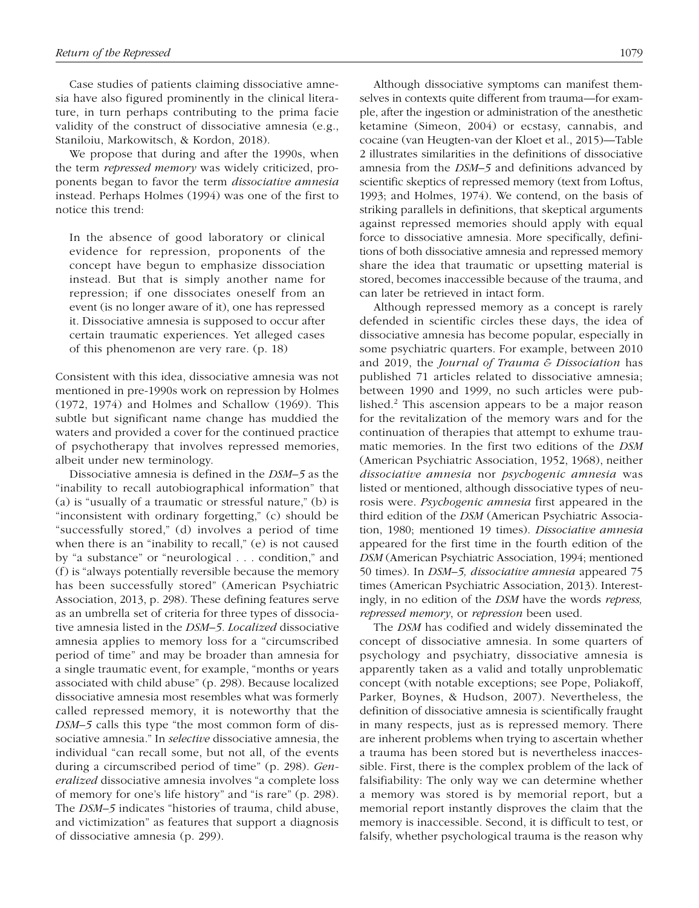Case studies of patients claiming dissociative amnesia have also figured prominently in the clinical literature, in turn perhaps contributing to the prima facie validity of the construct of dissociative amnesia (e.g., Staniloiu, Markowitsch, & Kordon, 2018).

We propose that during and after the 1990s, when the term *repressed memory* was widely criticized, proponents began to favor the term *dissociative amnesia* instead. Perhaps Holmes (1994) was one of the first to notice this trend:

> In the absence of good laboratory or clinical evidence for repression, proponents of the concept have begun to emphasize dissociation instead. But that is simply another name for repression; if one dissociates oneself from an event (is no longer aware of it), one has repressed it. Dissociative amnesia is supposed to occur after certain traumatic experiences. Yet alleged cases of this phenomenon are very rare. (p. 18)

Consistent with this idea, dissociative amnesia was not mentioned in pre-1990s work on repression by Holmes (1972, 1974) and Holmes and Schallow (1969). This subtle but significant name change has muddied the waters and provided a cover for the continued practice of psychotherapy that involves repressed memories, albeit under new terminology.

Dissociative amnesia is defined in the *DSM–5* as the "inability to recall autobiographical information" that (a) is "usually of a traumatic or stressful nature," (b) is "inconsistent with ordinary forgetting," (c) should be "successfully stored," (d) involves a period of time when there is an "inability to recall," (e) is not caused by "a substance" or "neurological . . . condition," and (f) is "always potentially reversible because the memory has been successfully stored" (American Psychiatric Association, 2013, p. 298). These defining features serve as an umbrella set of criteria for three types of dissociative amnesia listed in the *DSM–5*. *Localized* dissociative amnesia applies to memory loss for a "circumscribed period of time" and may be broader than amnesia for a single traumatic event, for example, "months or years associated with child abuse" (p. 298). Because localized dissociative amnesia most resembles what was formerly called repressed memory, it is noteworthy that the *DSM–5* calls this type "the most common form of dissociative amnesia." In *selective* dissociative amnesia, the individual "can recall some, but not all, of the events during a circumscribed period of time" (p. 298). *Generalized* dissociative amnesia involves "a complete loss of memory for one's life history" and "is rare" (p. 298). The *DSM–5* indicates "histories of trauma, child abuse, and victimization" as features that support a diagnosis of dissociative amnesia (p. 299).

Although dissociative symptoms can manifest themselves in contexts quite different from trauma—for example, after the ingestion or administration of the anesthetic ketamine (Simeon, 2004) or ecstasy, cannabis, and cocaine (van Heugten-van der Kloet et al., 2015)—Table 2 illustrates similarities in the definitions of dissociative amnesia from the *DSM–5* and definitions advanced by scientific skeptics of repressed memory (text from Loftus, 1993; and Holmes, 1974). We contend, on the basis of striking parallels in definitions, that skeptical arguments against repressed memories should apply with equal force to dissociative amnesia. More specifically, definitions of both dissociative amnesia and repressed memory share the idea that traumatic or upsetting material is stored, becomes inaccessible because of the trauma, and can later be retrieved in intact form.

Although repressed memory as a concept is rarely defended in scientific circles these days, the idea of dissociative amnesia has become popular, especially in some psychiatric quarters. For example, between 2010 and 2019, the *Journal of Trauma & Dissociation* has published 71 articles related to dissociative amnesia; between 1990 and 1999, no such articles were published.[2] This ascension appears to be a major reason for the revitalization of the memory wars and for the continuation of therapies that attempt to exhume traumatic memories. In the first two editions of the *DSM* (American Psychiatric Association, 1952, 1968), neither *dissociative amnesia* nor *psychogenic amnesia* was listed or mentioned, although dissociative types of neurosis were. *Psychogenic amnesia* first appeared in the third edition of the *DSM* (American Psychiatric Association, 1980; mentioned 19 times). *Dissociative amnesia* appeared for the first time in the fourth edition of the *DSM* (American Psychiatric Association, 1994; mentioned 50 times). In *DSM–5, dissociative amnesia* appeared 75 times (American Psychiatric Association, 2013). Interestingly, in no edition of the *DSM* have the words *repress, repressed memory*, or *repression* been used.

The *DSM* has codified and widely disseminated the concept of dissociative amnesia. In some quarters of psychology and psychiatry, dissociative amnesia is apparently taken as a valid and totally unproblematic concept (with notable exceptions; see Pope, Poliakoff, Parker, Boynes, & Hudson, 2007). Nevertheless, the definition of dissociative amnesia is scientifically fraught in many respects, just as is repressed memory. There are inherent problems when trying to ascertain whether a trauma has been stored but is nevertheless inaccessible. First, there is the complex problem of the lack of falsifiability: The only way we can determine whether a memory was stored is by memorial report, but a memorial report instantly disproves the claim that the memory is inaccessible. Second, it is difficult to test, or falsify, whether psychological trauma is the reason why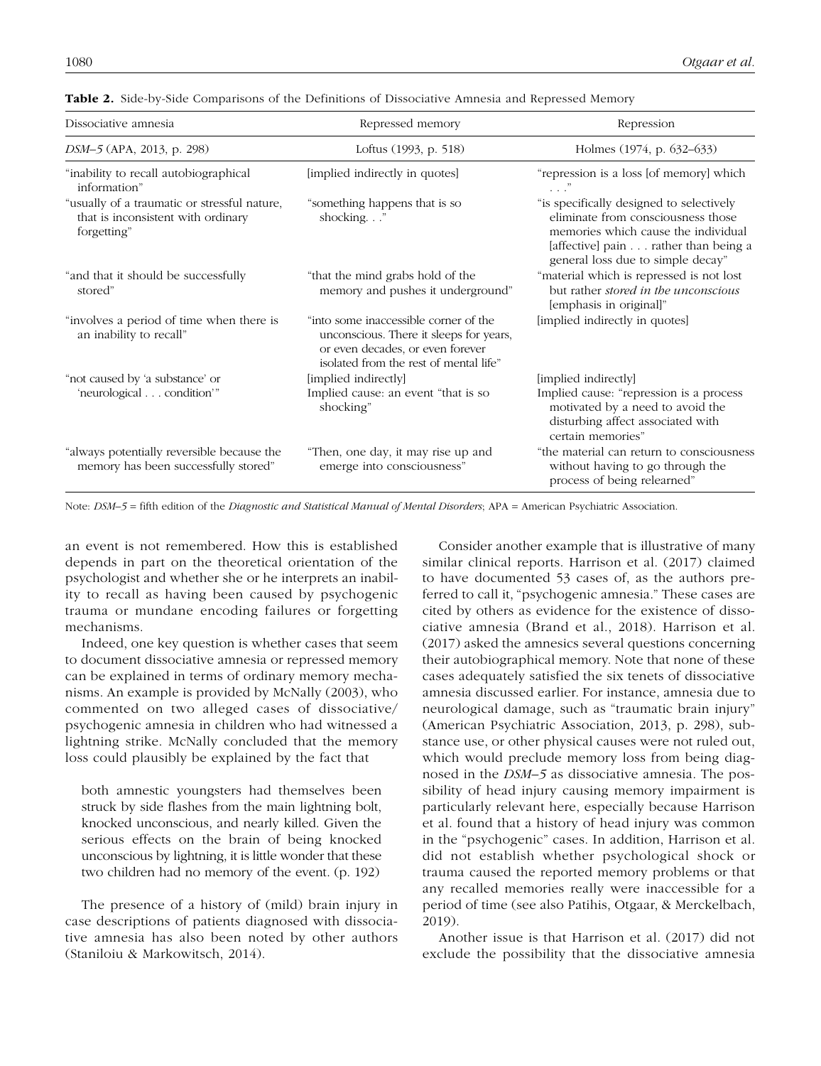**Table 2.** Side-by-Side Comparisons of the Definitions of Dissociative Amnesia and Repressed Memory

| Dissociative amnesia | Repressed memory | Repression |
|---|---|---|
| *DSM–5* (APA, 2013, p. 298) | Loftus (1993, p. 518) | Holmes (1974, p. 632–633) |
| "inability to recall autobiographical information" | [implied indirectly in quotes] | "repression is a loss [of memory] which . . ." |
| "usually of a traumatic or stressful nature, that is inconsistent with ordinary forgetting" | "something happens that is so shocking. . ." | "is specifically designed to selectively eliminate from consciousness those memories which cause the individual [affective] pain . . . rather than being a general loss due to simple decay" |
| "and that it should be successfully stored" | "that the mind grabs hold of the memory and pushes it underground" | "material which is repressed is not lost but rather *stored in the unconscious* [emphasis in original]" |
| "involves a period of time when there is an inability to recall" | "into some inaccessible corner of the unconscious. There it sleeps for years, or even decades, or even forever isolated from the rest of mental life" | [implied indirectly in quotes] |
| "not caused by 'a substance' or 'neurological . . . condition'" | [implied indirectly] Implied cause: an event "that is so shocking" | [implied indirectly] Implied cause: "repression is a process motivated by a need to avoid the disturbing affect associated with certain memories" |
| "always potentially reversible because the memory has been successfully stored" | "Then, one day, it may rise up and emerge into consciousness" | "the material can return to consciousness without having to go through the process of being relearned" |

Note: *DSM–5* = fifth edition of the *Diagnostic and Statistical Manual of Mental Disorders*; APA = American Psychiatric Association.

an event is not remembered. How this is established depends in part on the theoretical orientation of the psychologist and whether she or he interprets an inability to recall as having been caused by psychogenic trauma or mundane encoding failures or forgetting mechanisms.

Indeed, one key question is whether cases that seem to document dissociative amnesia or repressed memory can be explained in terms of ordinary memory mechanisms. An example is provided by McNally (2003), who commented on two alleged cases of dissociative/psychogenic amnesia in children who had witnessed a lightning strike. McNally concluded that the memory loss could plausibly be explained by the fact that

> both amnestic youngsters had themselves been struck by side flashes from the main lightning bolt, knocked unconscious, and nearly killed. Given the serious effects on the brain of being knocked unconscious by lightning, it is little wonder that these two children had no memory of the event. (p. 192)

The presence of a history of (mild) brain injury in case descriptions of patients diagnosed with dissociative amnesia has also been noted by other authors (Staniloiu & Markowitsch, 2014).

Consider another example that is illustrative of many similar clinical reports. Harrison et al. (2017) claimed to have documented 53 cases of, as the authors preferred to call it, "psychogenic amnesia." These cases are cited by others as evidence for the existence of dissociative amnesia (Brand et al., 2018). Harrison et al. (2017) asked the amnesics several questions concerning their autobiographical memory. Note that none of these cases adequately satisfied the six tenets of dissociative amnesia discussed earlier. For instance, amnesia due to neurological damage, such as "traumatic brain injury" (American Psychiatric Association, 2013, p. 298), substance use, or other physical causes were not ruled out, which would preclude memory loss from being diagnosed in the *DSM–5* as dissociative amnesia. The possibility of head injury causing memory impairment is particularly relevant here, especially because Harrison et al. found that a history of head injury was common in the "psychogenic" cases. In addition, Harrison et al. did not establish whether psychological shock or trauma caused the reported memory problems or that any recalled memories really were inaccessible for a period of time (see also Patihis, Otgaar, & Merckelbach, 2019).

Another issue is that Harrison et al. (2017) did not exclude the possibility that the dissociative amnesia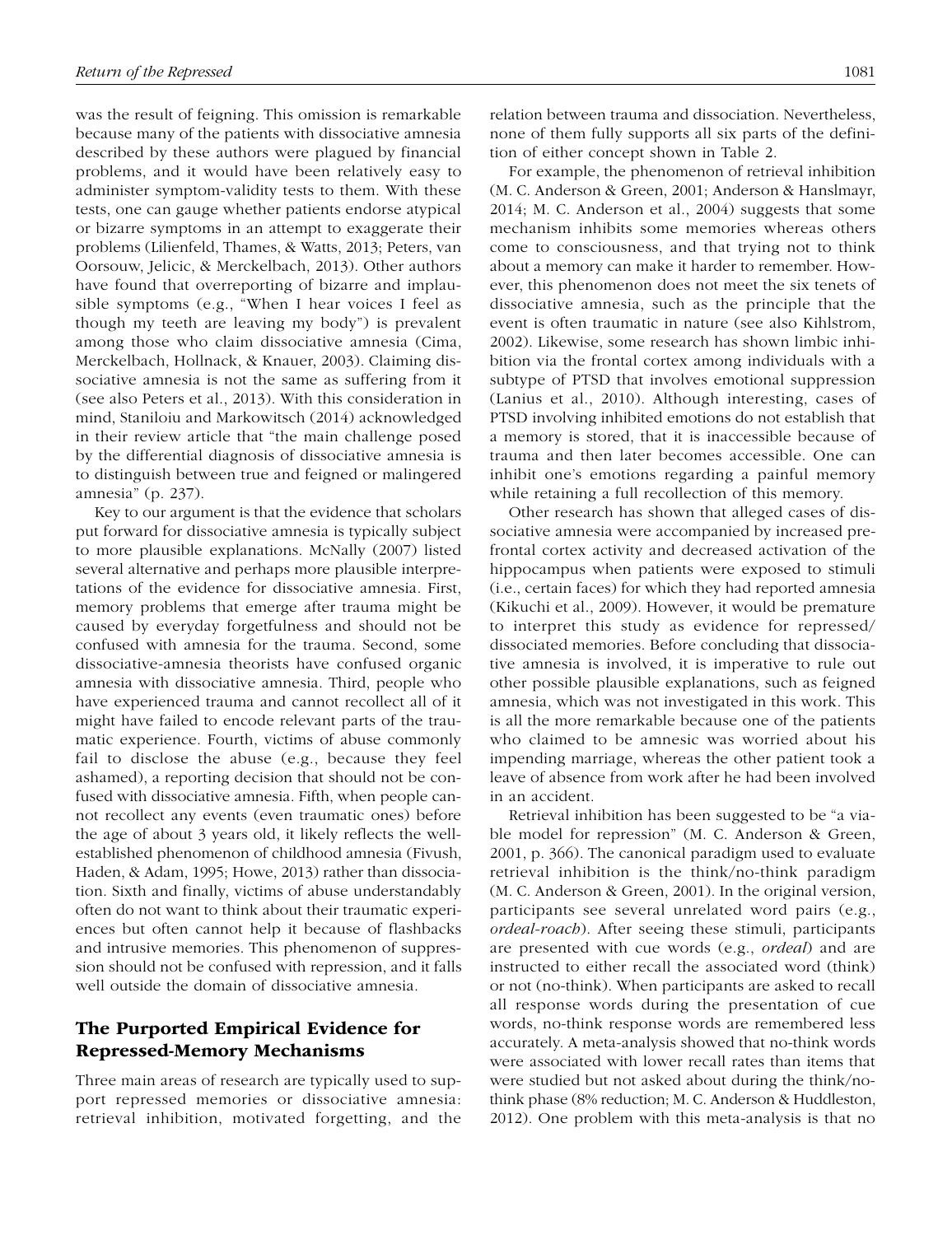was the result of feigning. This omission is remarkable because many of the patients with dissociative amnesia described by these authors were plagued by financial problems, and it would have been relatively easy to administer symptom-validity tests to them. With these tests, one can gauge whether patients endorse atypical or bizarre symptoms in an attempt to exaggerate their problems (Lilienfeld, Thames, & Watts, 2013; Peters, van Oorsouw, Jelicic, & Merckelbach, 2013). Other authors have found that overreporting of bizarre and implausible symptoms (e.g., "When I hear voices I feel as though my teeth are leaving my body") is prevalent among those who claim dissociative amnesia (Cima, Merckelbach, Hollnack, & Knauer, 2003). Claiming dissociative amnesia is not the same as suffering from it (see also Peters et al., 2013). With this consideration in mind, Staniloiu and Markowitsch (2014) acknowledged in their review article that "the main challenge posed by the differential diagnosis of dissociative amnesia is to distinguish between true and feigned or malingered amnesia" (p. 237).

Key to our argument is that the evidence that scholars put forward for dissociative amnesia is typically subject to more plausible explanations. McNally (2007) listed several alternative and perhaps more plausible interpretations of the evidence for dissociative amnesia. First, memory problems that emerge after trauma might be caused by everyday forgetfulness and should not be confused with amnesia for the trauma. Second, some dissociative-amnesia theorists have confused organic amnesia with dissociative amnesia. Third, people who have experienced trauma and cannot recollect all of it might have failed to encode relevant parts of the traumatic experience. Fourth, victims of abuse commonly fail to disclose the abuse (e.g., because they feel ashamed), a reporting decision that should not be confused with dissociative amnesia. Fifth, when people cannot recollect any events (even traumatic ones) before the age of about 3 years old, it likely reflects the well-established phenomenon of childhood amnesia (Fivush, Haden, & Adam, 1995; Howe, 2013) rather than dissociation. Sixth and finally, victims of abuse understandably often do not want to think about their traumatic experiences but often cannot help it because of flashbacks and intrusive memories. This phenomenon of suppression should not be confused with repression, and it falls well outside the domain of dissociative amnesia.

## The Purported Empirical Evidence for Repressed-Memory Mechanisms

Three main areas of research are typically used to support repressed memories or dissociative amnesia: retrieval inhibition, motivated forgetting, and the relation between trauma and dissociation. Nevertheless, none of them fully supports all six parts of the definition of either concept shown in Table 2.

For example, the phenomenon of retrieval inhibition (M. C. Anderson & Green, 2001; Anderson & Hanslmayr, 2014; M. C. Anderson et al., 2004) suggests that some mechanism inhibits some memories whereas others come to consciousness, and that trying not to think about a memory can make it harder to remember. However, this phenomenon does not meet the six tenets of dissociative amnesia, such as the principle that the event is often traumatic in nature (see also Kihlstrom, 2002). Likewise, some research has shown limbic inhibition via the frontal cortex among individuals with a subtype of PTSD that involves emotional suppression (Lanius et al., 2010). Although interesting, cases of PTSD involving inhibited emotions do not establish that a memory is stored, that it is inaccessible because of trauma and then later becomes accessible. One can inhibit one's emotions regarding a painful memory while retaining a full recollection of this memory.

Other research has shown that alleged cases of dissociative amnesia were accompanied by increased prefrontal cortex activity and decreased activation of the hippocampus when patients were exposed to stimuli (i.e., certain faces) for which they had reported amnesia (Kikuchi et al., 2009). However, it would be premature to interpret this study as evidence for repressed/dissociated memories. Before concluding that dissociative amnesia is involved, it is imperative to rule out other possible plausible explanations, such as feigned amnesia, which was not investigated in this work. This is all the more remarkable because one of the patients who claimed to be amnesic was worried about his impending marriage, whereas the other patient took a leave of absence from work after he had been involved in an accident.

Retrieval inhibition has been suggested to be "a viable model for repression" (M. C. Anderson & Green, 2001, p. 366). The canonical paradigm used to evaluate retrieval inhibition is the think/no-think paradigm (M. C. Anderson & Green, 2001). In the original version, participants see several unrelated word pairs (e.g., *ordeal-roach*). After seeing these stimuli, participants are presented with cue words (e.g., *ordeal*) and are instructed to either recall the associated word (think) or not (no-think). When participants are asked to recall all response words during the presentation of cue words, no-think response words are remembered less accurately. A meta-analysis showed that no-think words were associated with lower recall rates than items that were studied but not asked about during the think/no-think phase (8% reduction; M. C. Anderson & Huddleston, 2012). One problem with this meta-analysis is that no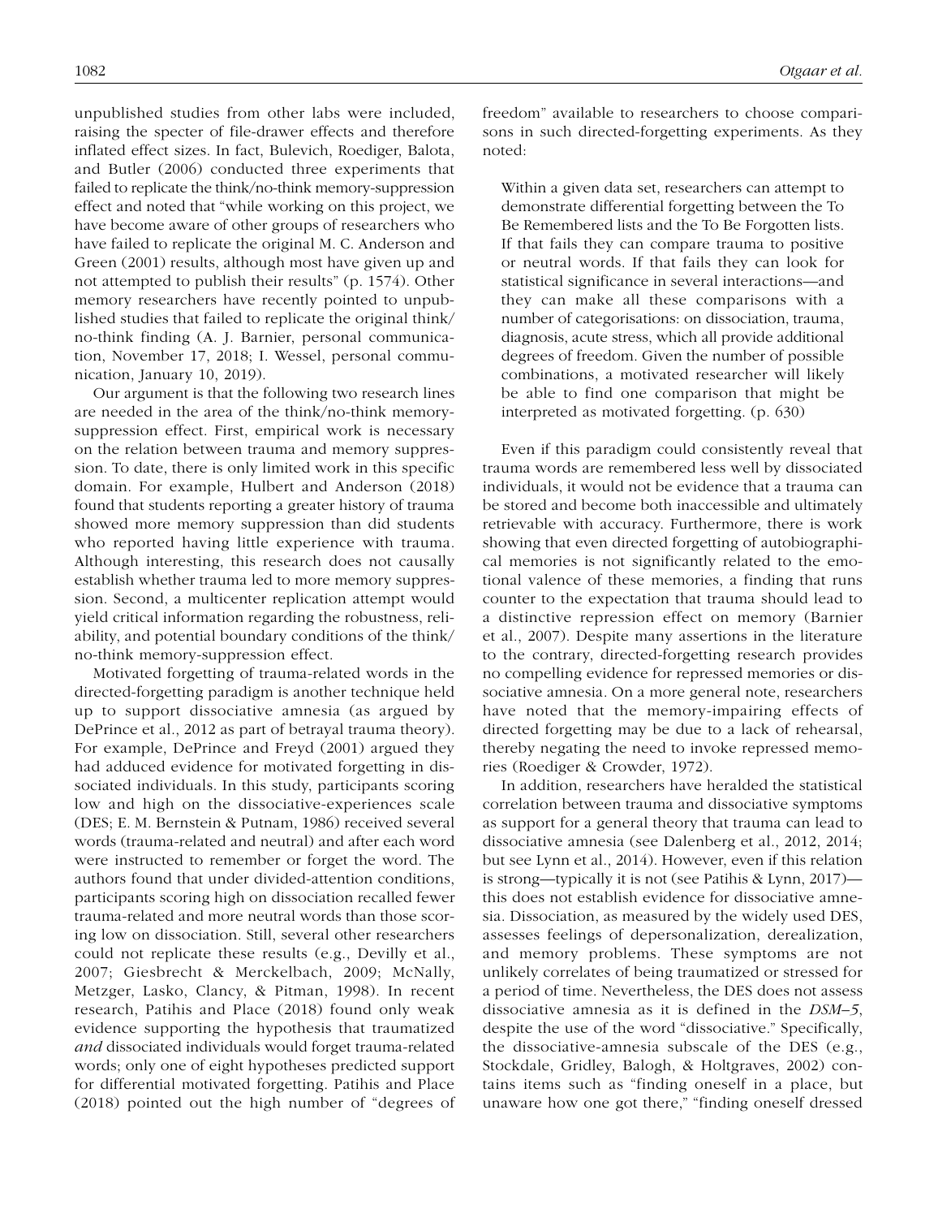unpublished studies from other labs were included, raising the specter of file-drawer effects and therefore inflated effect sizes. In fact, Bulevich, Roediger, Balota, and Butler (2006) conducted three experiments that failed to replicate the think/no-think memory-suppression effect and noted that "while working on this project, we have become aware of other groups of researchers who have failed to replicate the original M. C. Anderson and Green (2001) results, although most have given up and not attempted to publish their results" (p. 1574). Other memory researchers have recently pointed to unpublished studies that failed to replicate the original think/no-think finding (A. J. Barnier, personal communication, November 17, 2018; I. Wessel, personal communication, January 10, 2019).

Our argument is that the following two research lines are needed in the area of the think/no-think memory-suppression effect. First, empirical work is necessary on the relation between trauma and memory suppression. To date, there is only limited work in this specific domain. For example, Hulbert and Anderson (2018) found that students reporting a greater history of trauma showed more memory suppression than did students who reported having little experience with trauma. Although interesting, this research does not causally establish whether trauma led to more memory suppression. Second, a multicenter replication attempt would yield critical information regarding the robustness, reliability, and potential boundary conditions of the think/no-think memory-suppression effect.

Motivated forgetting of trauma-related words in the directed-forgetting paradigm is another technique held up to support dissociative amnesia (as argued by DePrince et al., 2012 as part of betrayal trauma theory). For example, DePrince and Freyd (2001) argued they had adduced evidence for motivated forgetting in dissociated individuals. In this study, participants scoring low and high on the dissociative-experiences scale (DES; E. M. Bernstein & Putnam, 1986) received several words (trauma-related and neutral) and after each word were instructed to remember or forget the word. The authors found that under divided-attention conditions, participants scoring high on dissociation recalled fewer trauma-related and more neutral words than those scoring low on dissociation. Still, several other researchers could not replicate these results (e.g., Devilly et al., 2007; Giesbrecht & Merckelbach, 2009; McNally, Metzger, Lasko, Clancy, & Pitman, 1998). In recent research, Patihis and Place (2018) found only weak evidence supporting the hypothesis that traumatized *and* dissociated individuals would forget trauma-related words; only one of eight hypotheses predicted support for differential motivated forgetting. Patihis and Place (2018) pointed out the high number of "degrees of freedom" available to researchers to choose comparisons in such directed-forgetting experiments. As they noted:

> Within a given data set, researchers can attempt to demonstrate differential forgetting between the To Be Remembered lists and the To Be Forgotten lists. If that fails they can compare trauma to positive or neutral words. If that fails they can look for statistical significance in several interactions—and they can make all these comparisons with a number of categorisations: on dissociation, trauma, diagnosis, acute stress, which all provide additional degrees of freedom. Given the number of possible combinations, a motivated researcher will likely be able to find one comparison that might be interpreted as motivated forgetting. (p. 630)

Even if this paradigm could consistently reveal that trauma words are remembered less well by dissociated individuals, it would not be evidence that a trauma can be stored and become both inaccessible and ultimately retrievable with accuracy. Furthermore, there is work showing that even directed forgetting of autobiographical memories is not significantly related to the emotional valence of these memories, a finding that runs counter to the expectation that trauma should lead to a distinctive repression effect on memory (Barnier et al., 2007). Despite many assertions in the literature to the contrary, directed-forgetting research provides no compelling evidence for repressed memories or dissociative amnesia. On a more general note, researchers have noted that the memory-impairing effects of directed forgetting may be due to a lack of rehearsal, thereby negating the need to invoke repressed memories (Roediger & Crowder, 1972).

In addition, researchers have heralded the statistical correlation between trauma and dissociative symptoms as support for a general theory that trauma can lead to dissociative amnesia (see Dalenberg et al., 2012, 2014; but see Lynn et al., 2014). However, even if this relation is strong—typically it is not (see Patihis & Lynn, 2017)—this does not establish evidence for dissociative amnesia. Dissociation, as measured by the widely used DES, assesses feelings of depersonalization, derealization, and memory problems. These symptoms are not unlikely correlates of being traumatized or stressed for a period of time. Nevertheless, the DES does not assess dissociative amnesia as it is defined in the *DSM–5*, despite the use of the word "dissociative." Specifically, the dissociative-amnesia subscale of the DES (e.g., Stockdale, Gridley, Balogh, & Holtgraves, 2002) contains items such as "finding oneself in a place, but unaware how one got there," "finding oneself dressed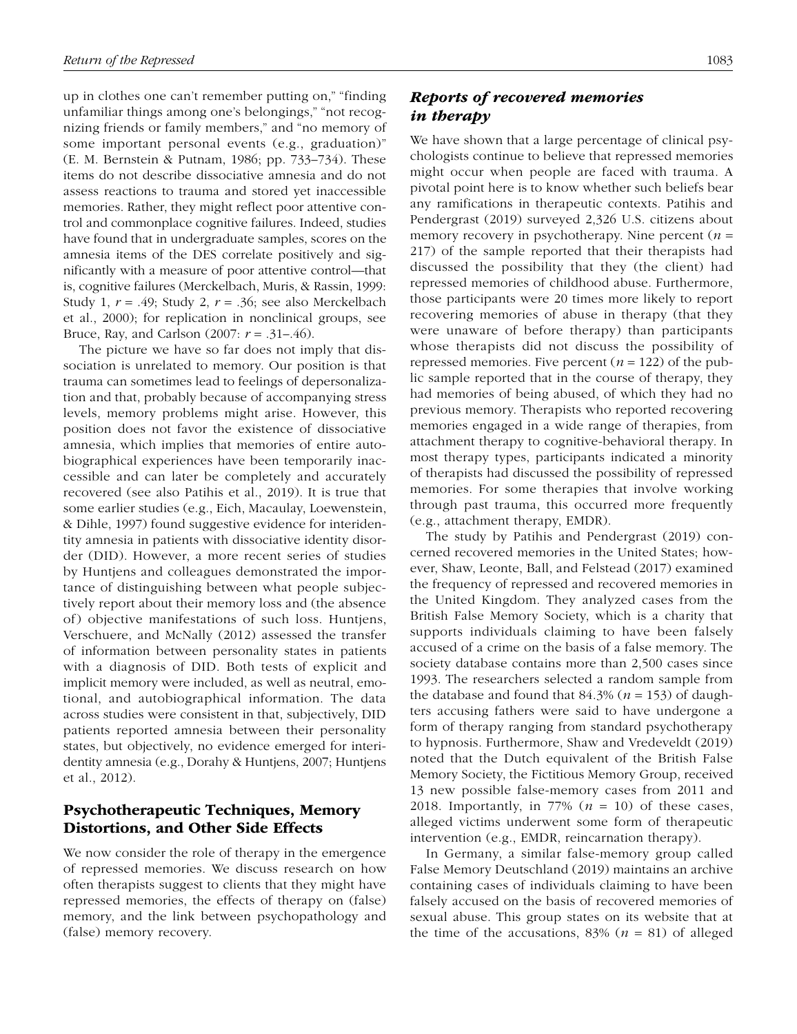up in clothes one can't remember putting on," "finding unfamiliar things among one's belongings," "not recognizing friends or family members," and "no memory of some important personal events (e.g., graduation)" (E. M. Bernstein & Putnam, 1986; pp. 733–734). These items do not describe dissociative amnesia and do not assess reactions to trauma and stored yet inaccessible memories. Rather, they might reflect poor attentive control and commonplace cognitive failures. Indeed, studies have found that in undergraduate samples, scores on the amnesia items of the DES correlate positively and significantly with a measure of poor attentive control—that is, cognitive failures (Merckelbach, Muris, & Rassin, 1999: Study 1, $r = .49$; Study 2, $r = .36$; see also Merckelbach et al., 2000); for replication in nonclinical groups, see Bruce, Ray, and Carlson (2007: $r = .31$–$.46$).

The picture we have so far does not imply that dissociation is unrelated to memory. Our position is that trauma can sometimes lead to feelings of depersonalization and that, probably because of accompanying stress levels, memory problems might arise. However, this position does not favor the existence of dissociative amnesia, which implies that memories of entire autobiographical experiences have been temporarily inaccessible and can later be completely and accurately recovered (see also Patihis et al., 2019). It is true that some earlier studies (e.g., Eich, Macaulay, Loewenstein, & Dihle, 1997) found suggestive evidence for interidentity amnesia in patients with dissociative identity disorder (DID). However, a more recent series of studies by Huntjens and colleagues demonstrated the importance of distinguishing between what people subjectively report about their memory loss and (the absence of) objective manifestations of such loss. Huntjens, Verschuere, and McNally (2012) assessed the transfer of information between personality states in patients with a diagnosis of DID. Both tests of explicit and implicit memory were included, as well as neutral, emotional, and autobiographical information. The data across studies were consistent in that, subjectively, DID patients reported amnesia between their personality states, but objectively, no evidence emerged for interidentity amnesia (e.g., Dorahy & Huntjens, 2007; Huntjens et al., 2012).

## Psychotherapeutic Techniques, Memory Distortions, and Other Side Effects

We now consider the role of therapy in the emergence of repressed memories. We discuss research on how often therapists suggest to clients that they might have repressed memories, the effects of therapy on (false) memory, and the link between psychopathology and (false) memory recovery.

### *Reports of recovered memories in therapy*

We have shown that a large percentage of clinical psychologists continue to believe that repressed memories might occur when people are faced with trauma. A pivotal point here is to know whether such beliefs bear any ramifications in therapeutic contexts. Patihis and Pendergrast (2019) surveyed 2,326 U.S. citizens about memory recovery in psychotherapy. Nine percent ($n$ = 217) of the sample reported that their therapists had discussed the possibility that they (the client) had repressed memories of childhood abuse. Furthermore, those participants were 20 times more likely to report recovering memories of abuse in therapy (that they were unaware of before therapy) than participants whose therapists did not discuss the possibility of repressed memories. Five percent ($n$ = 122) of the public sample reported that in the course of therapy, they had memories of being abused, of which they had no previous memory. Therapists who reported recovering memories engaged in a wide range of therapies, from attachment therapy to cognitive-behavioral therapy. In most therapy types, participants indicated a minority of therapists had discussed the possibility of repressed memories. For some therapies that involve working through past trauma, this occurred more frequently (e.g., attachment therapy, EMDR).

The study by Patihis and Pendergrast (2019) concerned recovered memories in the United States; however, Shaw, Leonte, Ball, and Felstead (2017) examined the frequency of repressed and recovered memories in the United Kingdom. They analyzed cases from the British False Memory Society, which is a charity that supports individuals claiming to have been falsely accused of a crime on the basis of a false memory. The society database contains more than 2,500 cases since 1993. The researchers selected a random sample from the database and found that 84.3% ($n$ = 153) of daughters accusing fathers were said to have undergone a form of therapy ranging from standard psychotherapy to hypnosis. Furthermore, Shaw and Vredeveldt (2019) noted that the Dutch equivalent of the British False Memory Society, the Fictitious Memory Group, received 13 new possible false-memory cases from 2011 and 2018. Importantly, in 77% ($n$ = 10) of these cases, alleged victims underwent some form of therapeutic intervention (e.g., EMDR, reincarnation therapy).

In Germany, a similar false-memory group called False Memory Deutschland (2019) maintains an archive containing cases of individuals claiming to have been falsely accused on the basis of recovered memories of sexual abuse. This group states on its website that at the time of the accusations, 83% ($n$ = 81) of alleged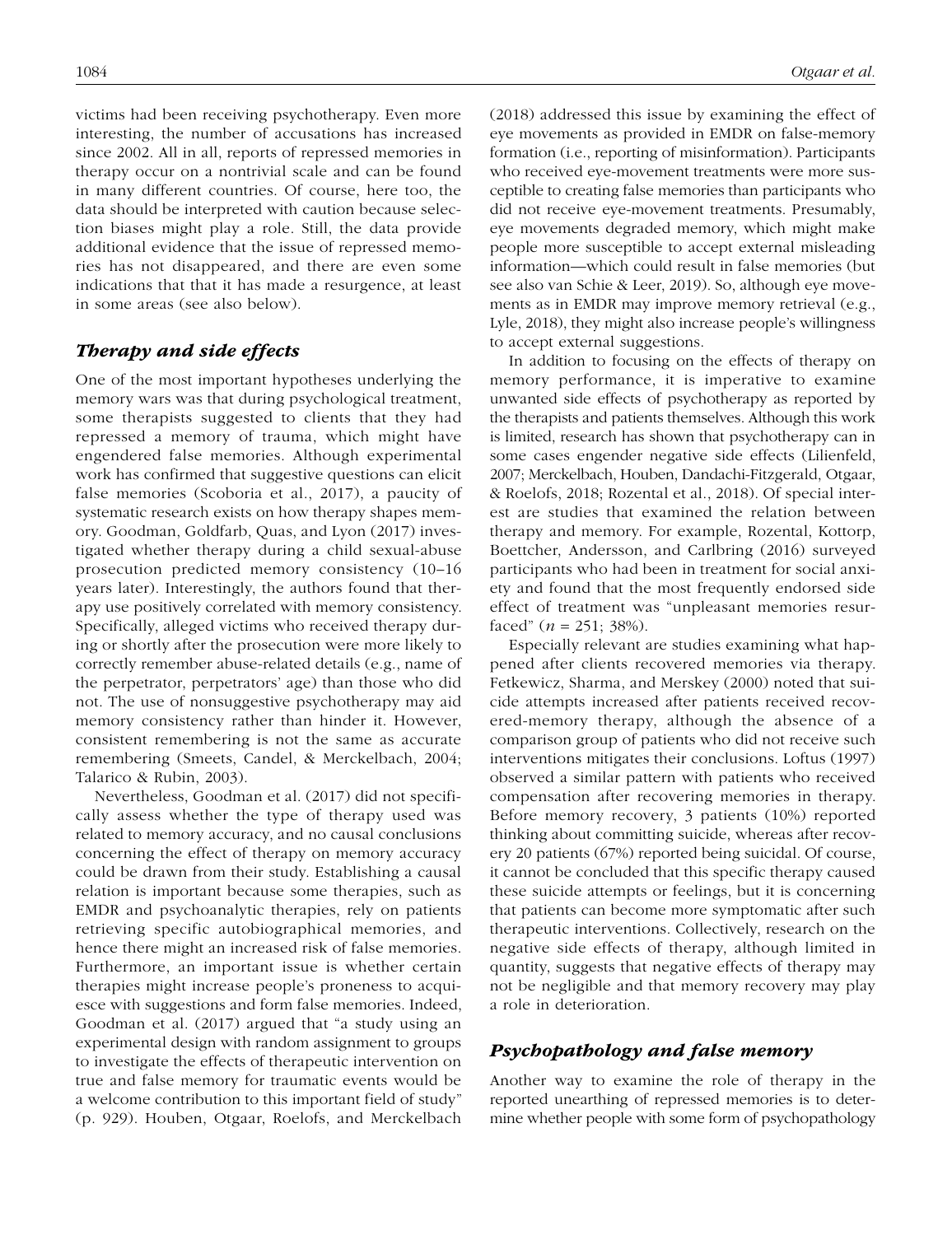victims had been receiving psychotherapy. Even more interesting, the number of accusations has increased since 2002. All in all, reports of repressed memories in therapy occur on a nontrivial scale and can be found in many different countries. Of course, here too, the data should be interpreted with caution because selection biases might play a role. Still, the data provide additional evidence that the issue of repressed memories has not disappeared, and there are even some indications that that it has made a resurgence, at least in some areas (see also below).

## *Therapy and side effects*

One of the most important hypotheses underlying the memory wars was that during psychological treatment, some therapists suggested to clients that they had repressed a memory of trauma, which might have engendered false memories. Although experimental work has confirmed that suggestive questions can elicit false memories (Scoboria et al., 2017), a paucity of systematic research exists on how therapy shapes memory. Goodman, Goldfarb, Quas, and Lyon (2017) investigated whether therapy during a child sexual-abuse prosecution predicted memory consistency (10–16 years later). Interestingly, the authors found that therapy use positively correlated with memory consistency. Specifically, alleged victims who received therapy during or shortly after the prosecution were more likely to correctly remember abuse-related details (e.g., name of the perpetrator, perpetrators' age) than those who did not. The use of nonsuggestive psychotherapy may aid memory consistency rather than hinder it. However, consistent remembering is not the same as accurate remembering (Smeets, Candel, & Merckelbach, 2004; Talarico & Rubin, 2003).

Nevertheless, Goodman et al. (2017) did not specifically assess whether the type of therapy used was related to memory accuracy, and no causal conclusions concerning the effect of therapy on memory accuracy could be drawn from their study. Establishing a causal relation is important because some therapies, such as EMDR and psychoanalytic therapies, rely on patients retrieving specific autobiographical memories, and hence there might an increased risk of false memories. Furthermore, an important issue is whether certain therapies might increase people's proneness to acquiesce with suggestions and form false memories. Indeed, Goodman et al. (2017) argued that "a study using an experimental design with random assignment to groups to investigate the effects of therapeutic intervention on true and false memory for traumatic events would be a welcome contribution to this important field of study" (p. 929). Houben, Otgaar, Roelofs, and Merckelbach (2018) addressed this issue by examining the effect of eye movements as provided in EMDR on false-memory formation (i.e., reporting of misinformation). Participants who received eye-movement treatments were more susceptible to creating false memories than participants who did not receive eye-movement treatments. Presumably, eye movements degraded memory, which might make people more susceptible to accept external misleading information—which could result in false memories (but see also van Schie & Leer, 2019). So, although eye movements as in EMDR may improve memory retrieval (e.g., Lyle, 2018), they might also increase people's willingness to accept external suggestions.

In addition to focusing on the effects of therapy on memory performance, it is imperative to examine unwanted side effects of psychotherapy as reported by the therapists and patients themselves. Although this work is limited, research has shown that psychotherapy can in some cases engender negative side effects (Lilienfeld, 2007; Merckelbach, Houben, Dandachi-Fitzgerald, Otgaar, & Roelofs, 2018; Rozental et al., 2018). Of special interest are studies that examined the relation between therapy and memory. For example, Rozental, Kottorp, Boettcher, Andersson, and Carlbring (2016) surveyed participants who had been in treatment for social anxiety and found that the most frequently endorsed side effect of treatment was "unpleasant memories resurfaced" ($n$ = 251; 38%).

Especially relevant are studies examining what happened after clients recovered memories via therapy. Fetkewicz, Sharma, and Merskey (2000) noted that suicide attempts increased after patients received recovered-memory therapy, although the absence of a comparison group of patients who did not receive such interventions mitigates their conclusions. Loftus (1997) observed a similar pattern with patients who received compensation after recovering memories in therapy. Before memory recovery, 3 patients (10%) reported thinking about committing suicide, whereas after recovery 20 patients (67%) reported being suicidal. Of course, it cannot be concluded that this specific therapy caused these suicide attempts or feelings, but it is concerning that patients can become more symptomatic after such therapeutic interventions. Collectively, research on the negative side effects of therapy, although limited in quantity, suggests that negative effects of therapy may not be negligible and that memory recovery may play a role in deterioration.

## *Psychopathology and false memory*

Another way to examine the role of therapy in the reported unearthing of repressed memories is to determine whether people with some form of psychopathology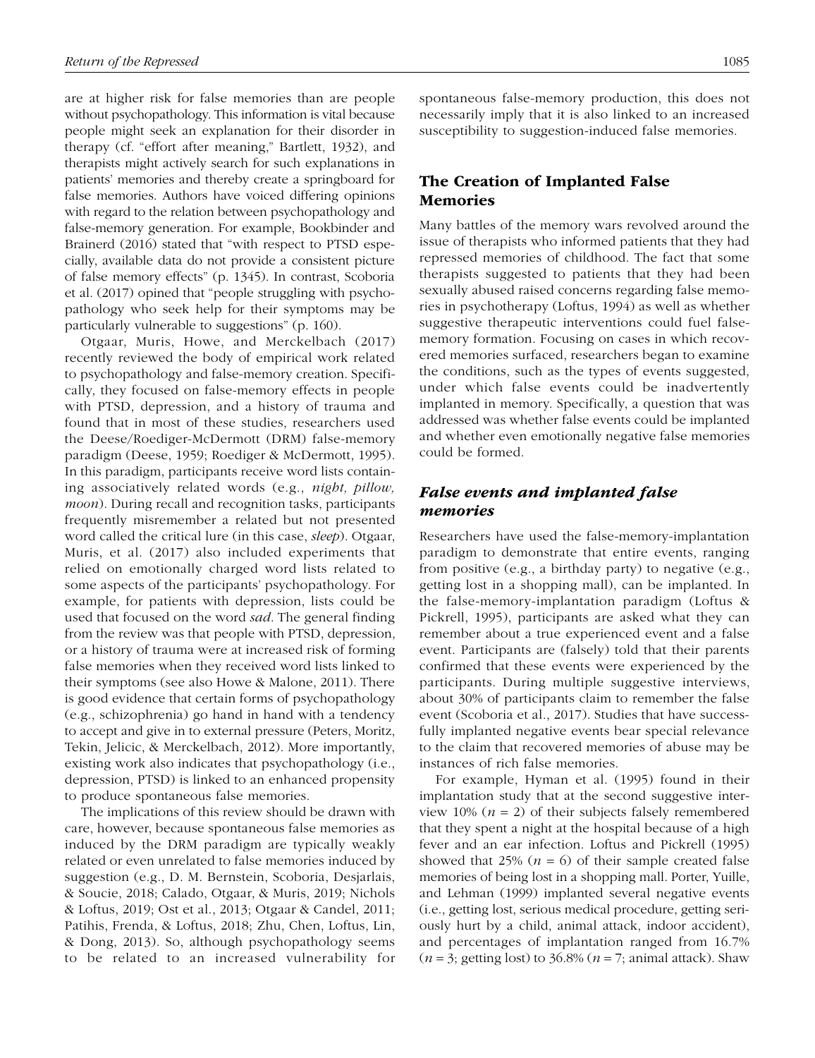are at higher risk for false memories than are people without psychopathology. This information is vital because people might seek an explanation for their disorder in therapy (cf. "effort after meaning," Bartlett, 1932), and therapists might actively search for such explanations in patients' memories and thereby create a springboard for false memories. Authors have voiced differing opinions with regard to the relation between psychopathology and false-memory generation. For example, Bookbinder and Brainerd (2016) stated that "with respect to PTSD especially, available data do not provide a consistent picture of false memory effects" (p. 1345). In contrast, Scoboria et al. (2017) opined that "people struggling with psychopathology who seek help for their symptoms may be particularly vulnerable to suggestions" (p. 160).

Otgaar, Muris, Howe, and Merckelbach (2017) recently reviewed the body of empirical work related to psychopathology and false-memory creation. Specifically, they focused on false-memory effects in people with PTSD, depression, and a history of trauma and found that in most of these studies, researchers used the Deese/Roediger-McDermott (DRM) false-memory paradigm (Deese, 1959; Roediger & McDermott, 1995). In this paradigm, participants receive word lists containing associatively related words (e.g., *night, pillow, moon*). During recall and recognition tasks, participants frequently misremember a related but not presented word called the critical lure (in this case, *sleep*). Otgaar, Muris, et al. (2017) also included experiments that relied on emotionally charged word lists related to some aspects of the participants' psychopathology. For example, for patients with depression, lists could be used that focused on the word *sad*. The general finding from the review was that people with PTSD, depression, or a history of trauma were at increased risk of forming false memories when they received word lists linked to their symptoms (see also Howe & Malone, 2011). There is good evidence that certain forms of psychopathology (e.g., schizophrenia) go hand in hand with a tendency to accept and give in to external pressure (Peters, Moritz, Tekin, Jelicic, & Merckelbach, 2012). More importantly, existing work also indicates that psychopathology (i.e., depression, PTSD) is linked to an enhanced propensity to produce spontaneous false memories.

The implications of this review should be drawn with care, however, because spontaneous false memories as induced by the DRM paradigm are typically weakly related or even unrelated to false memories induced by suggestion (e.g., D. M. Bernstein, Scoboria, Desjarlais, & Soucie, 2018; Calado, Otgaar, & Muris, 2019; Nichols & Loftus, 2019; Ost et al., 2013; Otgaar & Candel, 2011; Patihis, Frenda, & Loftus, 2018; Zhu, Chen, Loftus, Lin, & Dong, 2013). So, although psychopathology seems to be related to an increased vulnerability for spontaneous false-memory production, this does not necessarily imply that it is also linked to an increased susceptibility to suggestion-induced false memories.

## The Creation of Implanted False Memories

Many battles of the memory wars revolved around the issue of therapists who informed patients that they had repressed memories of childhood. The fact that some therapists suggested to patients that they had been sexually abused raised concerns regarding false memories in psychotherapy (Loftus, 1994) as well as whether suggestive therapeutic interventions could fuel false-memory formation. Focusing on cases in which recovered memories surfaced, researchers began to examine the conditions, such as the types of events suggested, under which false events could be inadvertently implanted in memory. Specifically, a question that was addressed was whether false events could be implanted and whether even emotionally negative false memories could be formed.

### *False events and implanted false memories*

Researchers have used the false-memory-implantation paradigm to demonstrate that entire events, ranging from positive (e.g., a birthday party) to negative (e.g., getting lost in a shopping mall), can be implanted. In the false-memory-implantation paradigm (Loftus & Pickrell, 1995), participants are asked what they can remember about a true experienced event and a false event. Participants are (falsely) told that their parents confirmed that these events were experienced by the participants. During multiple suggestive interviews, about 30% of participants claim to remember the false event (Scoboria et al., 2017). Studies that have successfully implanted negative events bear special relevance to the claim that recovered memories of abuse may be instances of rich false memories.

For example, Hyman et al. (1995) found in their implantation study that at the second suggestive interview 10% ($n = 2$) of their subjects falsely remembered that they spent a night at the hospital because of a high fever and an ear infection. Loftus and Pickrell (1995) showed that 25% ($n = 6$) of their sample created false memories of being lost in a shopping mall. Porter, Yuille, and Lehman (1999) implanted several negative events (i.e., getting lost, serious medical procedure, getting seriously hurt by a child, animal attack, indoor accident), and percentages of implantation ranged from 16.7% ($n = 3$; getting lost) to 36.8% ($n = 7$; animal attack). Shaw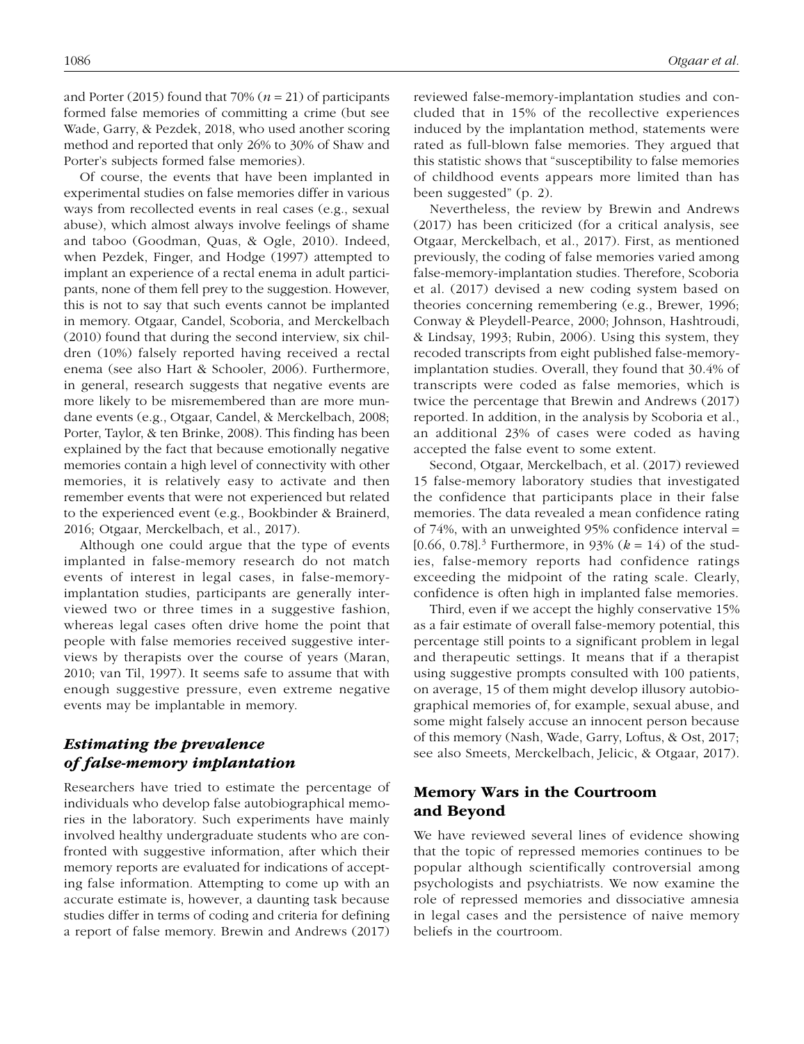and Porter (2015) found that 70% ($n = 21$) of participants formed false memories of committing a crime (but see Wade, Garry, & Pezdek, 2018, who used another scoring method and reported that only 26% to 30% of Shaw and Porter's subjects formed false memories).

Of course, the events that have been implanted in experimental studies on false memories differ in various ways from recollected events in real cases (e.g., sexual abuse), which almost always involve feelings of shame and taboo (Goodman, Quas, & Ogle, 2010). Indeed, when Pezdek, Finger, and Hodge (1997) attempted to implant an experience of a rectal enema in adult participants, none of them fell prey to the suggestion. However, this is not to say that such events cannot be implanted in memory. Otgaar, Candel, Scoboria, and Merckelbach (2010) found that during the second interview, six children (10%) falsely reported having received a rectal enema (see also Hart & Schooler, 2006). Furthermore, in general, research suggests that negative events are more likely to be misremembered than are more mundane events (e.g., Otgaar, Candel, & Merckelbach, 2008; Porter, Taylor, & ten Brinke, 2008). This finding has been explained by the fact that because emotionally negative memories contain a high level of connectivity with other memories, it is relatively easy to activate and then remember events that were not experienced but related to the experienced event (e.g., Bookbinder & Brainerd, 2016; Otgaar, Merckelbach, et al., 2017).

Although one could argue that the type of events implanted in false-memory research do not match events of interest in legal cases, in false-memory-implantation studies, participants are generally interviewed two or three times in a suggestive fashion, whereas legal cases often drive home the point that people with false memories received suggestive interviews by therapists over the course of years (Maran, 2010; van Til, 1997). It seems safe to assume that with enough suggestive pressure, even extreme negative events may be implantable in memory.

### *Estimating the prevalence of false-memory implantation*

Researchers have tried to estimate the percentage of individuals who develop false autobiographical memories in the laboratory. Such experiments have mainly involved healthy undergraduate students who are confronted with suggestive information, after which their memory reports are evaluated for indications of accepting false information. Attempting to come up with an accurate estimate is, however, a daunting task because studies differ in terms of coding and criteria for defining a report of false memory. Brewin and Andrews (2017) reviewed false-memory-implantation studies and concluded that in 15% of the recollective experiences induced by the implantation method, statements were rated as full-blown false memories. They argued that this statistic shows that "susceptibility to false memories of childhood events appears more limited than has been suggested" (p. 2).

Nevertheless, the review by Brewin and Andrews (2017) has been criticized (for a critical analysis, see Otgaar, Merckelbach, et al., 2017). First, as mentioned previously, the coding of false memories varied among false-memory-implantation studies. Therefore, Scoboria et al. (2017) devised a new coding system based on theories concerning remembering (e.g., Brewer, 1996; Conway & Pleydell-Pearce, 2000; Johnson, Hashtroudi, & Lindsay, 1993; Rubin, 2006). Using this system, they recoded transcripts from eight published false-memory-implantation studies. Overall, they found that 30.4% of transcripts were coded as false memories, which is twice the percentage that Brewin and Andrews (2017) reported. In addition, in the analysis by Scoboria et al., an additional 23% of cases were coded as having accepted the false event to some extent.

Second, Otgaar, Merckelbach, et al. (2017) reviewed 15 false-memory laboratory studies that investigated the confidence that participants place in their false memories. The data revealed a mean confidence rating of 74%, with an unweighted 95% confidence interval = [0.66, 0.78].[3] Furthermore, in 93% ($k = 14$) of the studies, false-memory reports had confidence ratings exceeding the midpoint of the rating scale. Clearly, confidence is often high in implanted false memories.

Third, even if we accept the highly conservative 15% as a fair estimate of overall false-memory potential, this percentage still points to a significant problem in legal and therapeutic settings. It means that if a therapist using suggestive prompts consulted with 100 patients, on average, 15 of them might develop illusory autobiographical memories of, for example, sexual abuse, and some might falsely accuse an innocent person because of this memory (Nash, Wade, Garry, Loftus, & Ost, 2017; see also Smeets, Merckelbach, Jelicic, & Otgaar, 2017).

## Memory Wars in the Courtroom and Beyond

We have reviewed several lines of evidence showing that the topic of repressed memories continues to be popular although scientifically controversial among psychologists and psychiatrists. We now examine the role of repressed memories and dissociative amnesia in legal cases and the persistence of naive memory beliefs in the courtroom.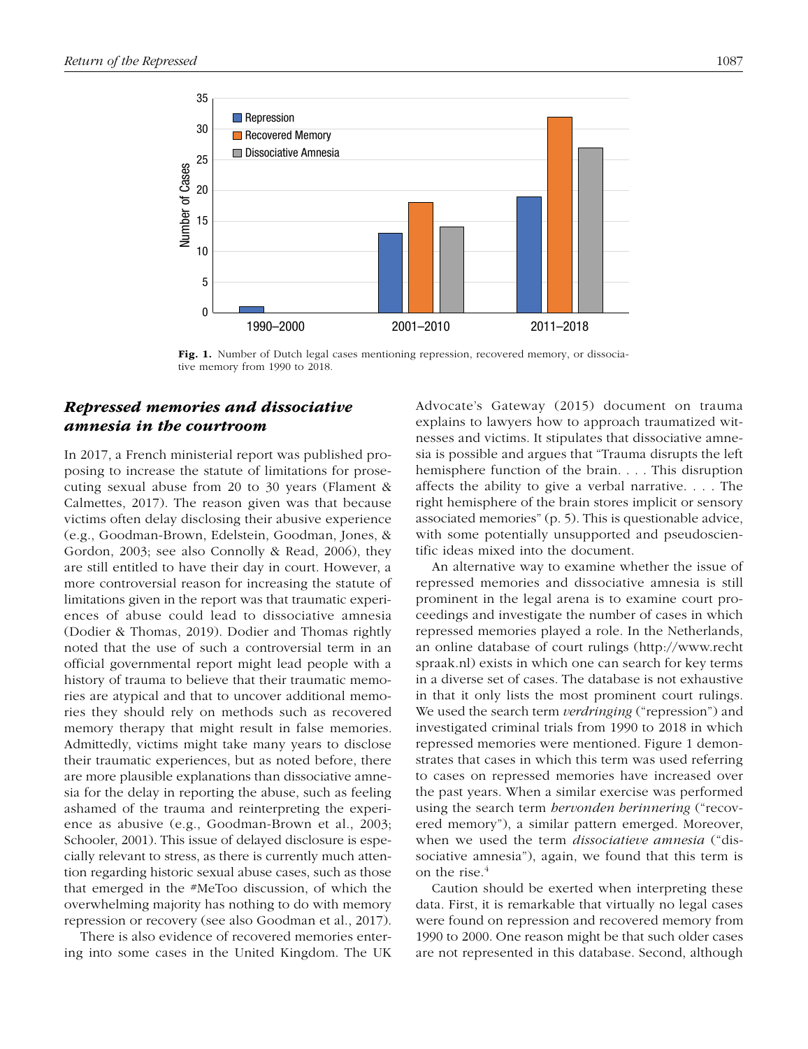Fig. 1. Number of Dutch legal cases mentioning repression, recovered memory, or dissociative memory from 1990 to 2018.

## Repressed memories and dissociative amnesia in the courtroom

In 2017, a French ministerial report was published proposing to increase the statute of limitations for prosecuting sexual abuse from 20 to 30 years (Flament & Calmettes, 2017). The reason given was that because victims often delay disclosing their abusive experience (e.g., Goodman-Brown, Edelstein, Goodman, Jones, & Gordon, 2003; see also Connolly & Read, 2006), they are still entitled to have their day in court. However, a more controversial reason for increasing the statute of limitations given in the report was that traumatic experiences of abuse could lead to dissociative amnesia (Dodier & Thomas, 2019). Dodier and Thomas rightly noted that the use of such a controversial term in an official governmental report might lead people with a history of trauma to believe that their traumatic memories are atypical and that to uncover additional memories they should rely on methods such as recovered memory therapy that might result in false memories. Admittedly, victims might take many years to disclose their traumatic experiences, but as noted before, there are more plausible explanations than dissociative amnesia for the delay in reporting the abuse, such as feeling ashamed of the trauma and reinterpreting the experience as abusive (e.g., Goodman-Brown et al., 2003; Schooler, 2001). This issue of delayed disclosure is especially relevant to stress, as there is currently much attention regarding historic sexual abuse cases, such as those that emerged in the #MeToo discussion, of which the overwhelming majority has nothing to do with memory repression or recovery (see also Goodman et al., 2017).

There is also evidence of recovered memories entering into some cases in the United Kingdom. The UK Advocate's Gateway (2015) document on trauma explains to lawyers how to approach traumatized witnesses and victims. It stipulates that dissociative amnesia is possible and argues that "Trauma disrupts the left hemisphere function of the brain. . . . This disruption affects the ability to give a verbal narrative. . . . The right hemisphere of the brain stores implicit or sensory associated memories" (p. 5). This is questionable advice, with some potentially unsupported and pseudoscientific ideas mixed into the document.

An alternative way to examine whether the issue of repressed memories and dissociative amnesia is still prominent in the legal arena is to examine court proceedings and investigate the number of cases in which repressed memories played a role. In the Netherlands, an online database of court rulings (http://www.rechtspraak.nl) exists in which one can search for key terms in a diverse set of cases. The database is not exhaustive in that it only lists the most prominent court rulings. We used the search term *verdringing* ("repression") and investigated criminal trials from 1990 to 2018 in which repressed memories were mentioned. Figure 1 demonstrates that cases in which this term was used referring to cases on repressed memories have increased over the past years. When a similar exercise was performed using the search term *hervonden herinnering* ("recovered memory"), a similar pattern emerged. Moreover, when we used the term *dissociatieve amnesia* ("dissociative amnesia"), again, we found that this term is on the rise.[4]

Caution should be exerted when interpreting these data. First, it is remarkable that virtually no legal cases were found on repression and recovered memory from 1990 to 2000. One reason might be that such older cases are not represented in this database. Second, although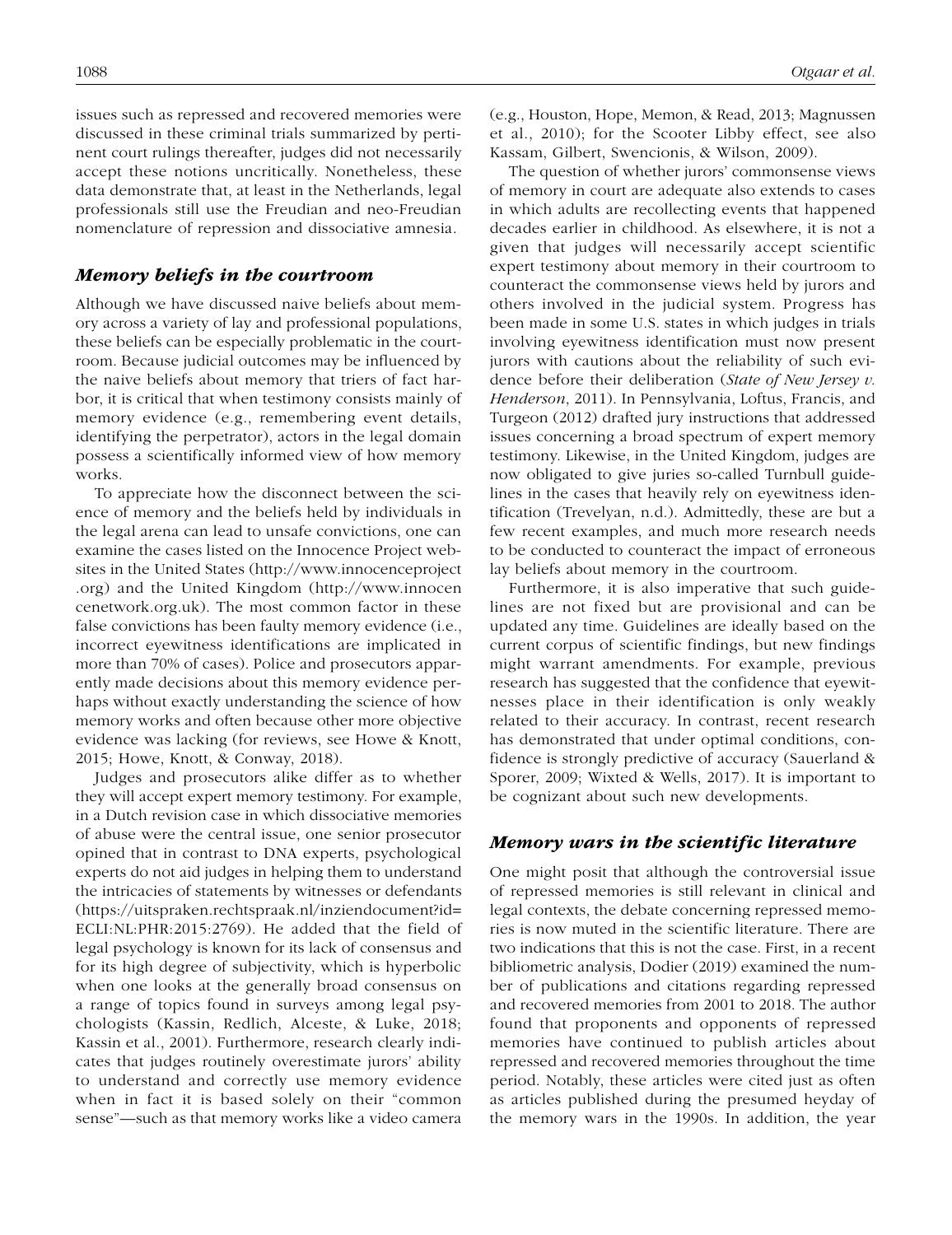issues such as repressed and recovered memories were discussed in these criminal trials summarized by pertinent court rulings thereafter, judges did not necessarily accept these notions uncritically. Nonetheless, these data demonstrate that, at least in the Netherlands, legal professionals still use the Freudian and neo-Freudian nomenclature of repression and dissociative amnesia.

### *Memory beliefs in the courtroom*

Although we have discussed naive beliefs about memory across a variety of lay and professional populations, these beliefs can be especially problematic in the courtroom. Because judicial outcomes may be influenced by the naive beliefs about memory that triers of fact harbor, it is critical that when testimony consists mainly of memory evidence (e.g., remembering event details, identifying the perpetrator), actors in the legal domain possess a scientifically informed view of how memory works.

To appreciate how the disconnect between the science of memory and the beliefs held by individuals in the legal arena can lead to unsafe convictions, one can examine the cases listed on the Innocence Project websites in the United States (http://www.innocenceproject.org) and the United Kingdom (http://www.innocencenetwork.org.uk). The most common factor in these false convictions has been faulty memory evidence (i.e., incorrect eyewitness identifications are implicated in more than 70% of cases). Police and prosecutors apparently made decisions about this memory evidence perhaps without exactly understanding the science of how memory works and often because other more objective evidence was lacking (for reviews, see Howe & Knott, 2015; Howe, Knott, & Conway, 2018).

Judges and prosecutors alike differ as to whether they will accept expert memory testimony. For example, in a Dutch revision case in which dissociative memories of abuse were the central issue, one senior prosecutor opined that in contrast to DNA experts, psychological experts do not aid judges in helping them to understand the intricacies of statements by witnesses or defendants (https://uitspraken.rechtspraak.nl/inziendocument?id=ECLI:NL:PHR:2015:2769). He added that the field of legal psychology is known for its lack of consensus and for its high degree of subjectivity, which is hyperbolic when one looks at the generally broad consensus on a range of topics found in surveys among legal psychologists (Kassin, Redlich, Alceste, & Luke, 2018; Kassin et al., 2001). Furthermore, research clearly indicates that judges routinely overestimate jurors' ability to understand and correctly use memory evidence when in fact it is based solely on their "common sense"—such as that memory works like a video camera (e.g., Houston, Hope, Memon, & Read, 2013; Magnussen et al., 2010); for the Scooter Libby effect, see also Kassam, Gilbert, Swencionis, & Wilson, 2009).

The question of whether jurors' commonsense views of memory in court are adequate also extends to cases in which adults are recollecting events that happened decades earlier in childhood. As elsewhere, it is not a given that judges will necessarily accept scientific expert testimony about memory in their courtroom to counteract the commonsense views held by jurors and others involved in the judicial system. Progress has been made in some U.S. states in which judges in trials involving eyewitness identification must now present jurors with cautions about the reliability of such evidence before their deliberation (*State of New Jersey v. Henderson*, 2011). In Pennsylvania, Loftus, Francis, and Turgeon (2012) drafted jury instructions that addressed issues concerning a broad spectrum of expert memory testimony. Likewise, in the United Kingdom, judges are now obligated to give juries so-called Turnbull guidelines in the cases that heavily rely on eyewitness identification (Trevelyan, n.d.). Admittedly, these are but a few recent examples, and much more research needs to be conducted to counteract the impact of erroneous lay beliefs about memory in the courtroom.

Furthermore, it is also imperative that such guidelines are not fixed but are provisional and can be updated any time. Guidelines are ideally based on the current corpus of scientific findings, but new findings might warrant amendments. For example, previous research has suggested that the confidence that eyewitnesses place in their identification is only weakly related to their accuracy. In contrast, recent research has demonstrated that under optimal conditions, confidence is strongly predictive of accuracy (Sauerland & Sporer, 2009; Wixted & Wells, 2017). It is important to be cognizant about such new developments.

### *Memory wars in the scientific literature*

One might posit that although the controversial issue of repressed memories is still relevant in clinical and legal contexts, the debate concerning repressed memories is now muted in the scientific literature. There are two indications that this is not the case. First, in a recent bibliometric analysis, Dodier (2019) examined the number of publications and citations regarding repressed and recovered memories from 2001 to 2018. The author found that proponents and opponents of repressed memories have continued to publish articles about repressed and recovered memories throughout the time period. Notably, these articles were cited just as often as articles published during the presumed heyday of the memory wars in the 1990s. In addition, the year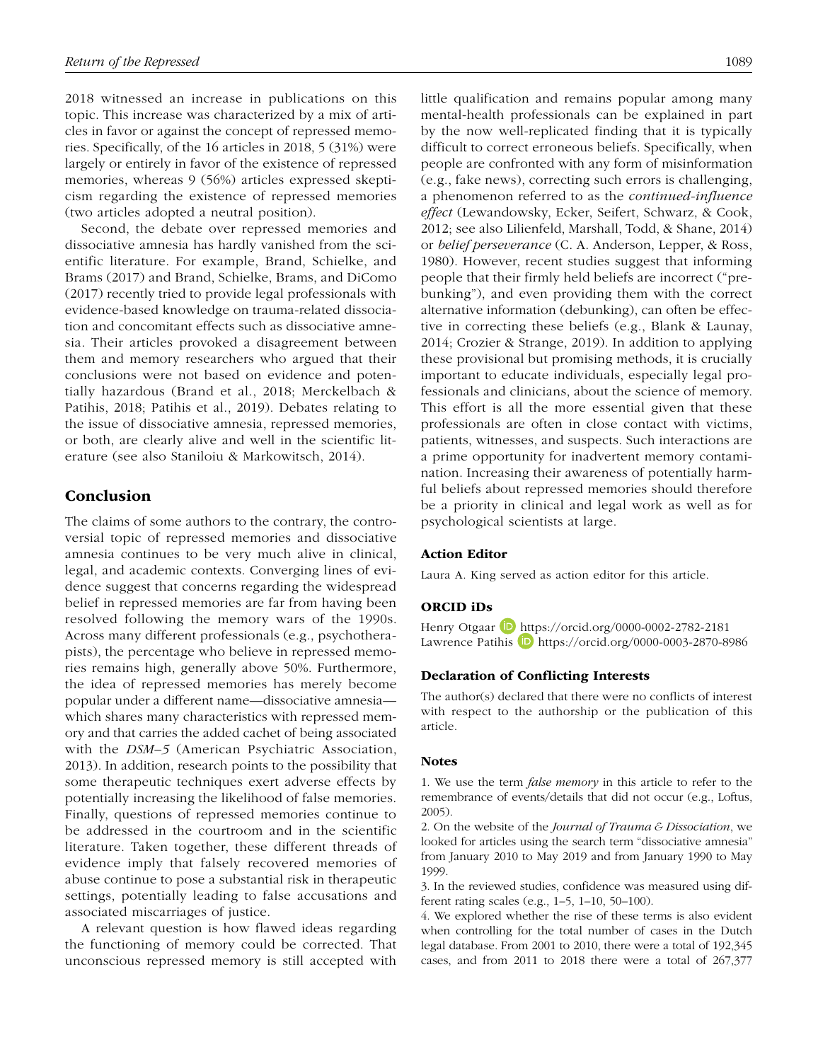2018 witnessed an increase in publications on this topic. This increase was characterized by a mix of articles in favor or against the concept of repressed memories. Specifically, of the 16 articles in 2018, 5 (31%) were largely or entirely in favor of the existence of repressed memories, whereas 9 (56%) articles expressed skepticism regarding the existence of repressed memories (two articles adopted a neutral position).

Second, the debate over repressed memories and dissociative amnesia has hardly vanished from the scientific literature. For example, Brand, Schielke, and Brams (2017) and Brand, Schielke, Brams, and DiComo (2017) recently tried to provide legal professionals with evidence-based knowledge on trauma-related dissociation and concomitant effects such as dissociative amnesia. Their articles provoked a disagreement between them and memory researchers who argued that their conclusions were not based on evidence and potentially hazardous (Brand et al., 2018; Merckelbach & Patihis, 2018; Patihis et al., 2019). Debates relating to the issue of dissociative amnesia, repressed memories, or both, are clearly alive and well in the scientific literature (see also Staniloiu & Markowitsch, 2014).

## Conclusion

The claims of some authors to the contrary, the controversial topic of repressed memories and dissociative amnesia continues to be very much alive in clinical, legal, and academic contexts. Converging lines of evidence suggest that concerns regarding the widespread belief in repressed memories are far from having been resolved following the memory wars of the 1990s. Across many different professionals (e.g., psychotherapists), the percentage who believe in repressed memories remains high, generally above 50%. Furthermore, the idea of repressed memories has merely become popular under a different name—dissociative amnesia—which shares many characteristics with repressed memory and that carries the added cachet of being associated with the *DSM–5* (American Psychiatric Association, 2013). In addition, research points to the possibility that some therapeutic techniques exert adverse effects by potentially increasing the likelihood of false memories. Finally, questions of repressed memories continue to be addressed in the courtroom and in the scientific literature. Taken together, these different threads of evidence imply that falsely recovered memories of abuse continue to pose a substantial risk in therapeutic settings, potentially leading to false accusations and associated miscarriages of justice.

A relevant question is how flawed ideas regarding the functioning of memory could be corrected. That unconscious repressed memory is still accepted with little qualification and remains popular among many mental-health professionals can be explained in part by the now well-replicated finding that it is typically difficult to correct erroneous beliefs. Specifically, when people are confronted with any form of misinformation (e.g., fake news), correcting such errors is challenging, a phenomenon referred to as the *continued-influence effect* (Lewandowsky, Ecker, Seifert, Schwarz, & Cook, 2012; see also Lilienfeld, Marshall, Todd, & Shane, 2014) or *belief perseverance* (C. A. Anderson, Lepper, & Ross, 1980). However, recent studies suggest that informing people that their firmly held beliefs are incorrect ("prebunking"), and even providing them with the correct alternative information (debunking), can often be effective in correcting these beliefs (e.g., Blank & Launay, 2014; Crozier & Strange, 2019). In addition to applying these provisional but promising methods, it is crucially important to educate individuals, especially legal professionals and clinicians, about the science of memory. This effort is all the more essential given that these professionals are often in close contact with victims, patients, witnesses, and suspects. Such interactions are a prime opportunity for inadvertent memory contamination. Increasing their awareness of potentially harmful beliefs about repressed memories should therefore be a priority in clinical and legal work as well as for psychological scientists at large.

### Action Editor

Laura A. King served as action editor for this article.

### ORCID iDs

Henry Otgaar https://orcid.org/0000-0002-2782-2181
Lawrence Patihis https://orcid.org/0000-0003-2870-8986

### Declaration of Conflicting Interests

The author(s) declared that there were no conflicts of interest with respect to the authorship or the publication of this article.

### Notes

1. We use the term *false memory* in this article to refer to the remembrance of events/details that did not occur (e.g., Loftus, 2005).

2. On the website of the *Journal of Trauma & Dissociation*, we looked for articles using the search term "dissociative amnesia" from January 2010 to May 2019 and from January 1990 to May 1999.

3. In the reviewed studies, confidence was measured using different rating scales (e.g., 1–5, 1–10, 50–100).

4. We explored whether the rise of these terms is also evident when controlling for the total number of cases in the Dutch legal database. From 2001 to 2010, there were a total of 192,345 cases, and from 2011 to 2018 there were a total of 267,377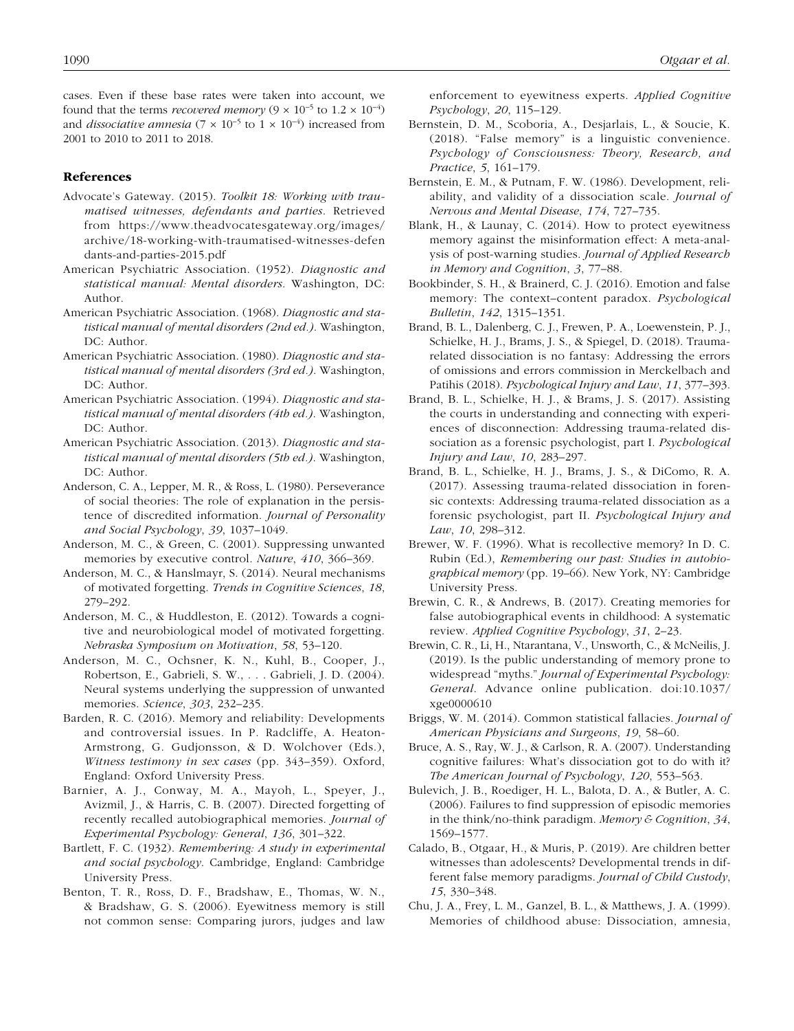cases. Even if these base rates were taken into account, we found that the terms *recovered memory* ($9 \times 10^{-5}$ to $1.2 \times 10^{-4}$) and *dissociative amnesia* ($7 \times 10^{-5}$ to $1 \times 10^{-4}$) increased from 2001 to 2010 to 2011 to 2018.

## References

Advocate's Gateway. (2015). *Toolkit 18: Working with traumatised witnesses, defendants and parties*. Retrieved from https://www.theadvocatesgateway.org/images/archive/18-working-with-traumatised-witnesses-defendants-and-parties-2015.pdf

American Psychiatric Association. (1952). *Diagnostic and statistical manual: Mental disorders*. Washington, DC: Author.

American Psychiatric Association. (1968). *Diagnostic and statistical manual of mental disorders (2nd ed.)*. Washington, DC: Author.

American Psychiatric Association. (1980). *Diagnostic and statistical manual of mental disorders (3rd ed.)*. Washington, DC: Author.

American Psychiatric Association. (1994). *Diagnostic and statistical manual of mental disorders (4th ed.)*. Washington, DC: Author.

American Psychiatric Association. (2013). *Diagnostic and statistical manual of mental disorders (5th ed.)*. Washington, DC: Author.

Anderson, C. A., Lepper, M. R., & Ross, L. (1980). Perseverance of social theories: The role of explanation in the persistence of discredited information. *Journal of Personality and Social Psychology*, *39*, 1037–1049.

Anderson, M. C., & Green, C. (2001). Suppressing unwanted memories by executive control. *Nature*, *410*, 366–369.

Anderson, M. C., & Hanslmayr, S. (2014). Neural mechanisms of motivated forgetting. *Trends in Cognitive Sciences*, *18*, 279–292.

Anderson, M. C., & Huddleston, E. (2012). Towards a cognitive and neurobiological model of motivated forgetting. *Nebraska Symposium on Motivation*, *58*, 53–120.

Anderson, M. C., Ochsner, K. N., Kuhl, B., Cooper, J., Robertson, E., Gabrieli, S. W., . . . Gabrieli, J. D. (2004). Neural systems underlying the suppression of unwanted memories. *Science*, *303*, 232–235.

Barden, R. C. (2016). Memory and reliability: Developments and controversial issues. In P. Radcliffe, A. Heaton-Armstrong, G. Gudjonsson, & D. Wolchover (Eds.), *Witness testimony in sex cases* (pp. 343–359). Oxford, England: Oxford University Press.

Barnier, A. J., Conway, M. A., Mayoh, L., Speyer, J., Avizmil, J., & Harris, C. B. (2007). Directed forgetting of recently recalled autobiographical memories. *Journal of Experimental Psychology: General*, *136*, 301–322.

Bartlett, F. C. (1932). *Remembering: A study in experimental and social psychology*. Cambridge, England: Cambridge University Press.

Benton, T. R., Ross, D. F., Bradshaw, E., Thomas, W. N., & Bradshaw, G. S. (2006). Eyewitness memory is still not common sense: Comparing jurors, judges and law enforcement to eyewitness experts. *Applied Cognitive Psychology*, *20*, 115–129.

Bernstein, D. M., Scoboria, A., Desjarlais, L., & Soucie, K. (2018). "False memory" is a linguistic convenience. *Psychology of Consciousness: Theory, Research, and Practice*, *5*, 161–179.

Bernstein, E. M., & Putnam, F. W. (1986). Development, reliability, and validity of a dissociation scale. *Journal of Nervous and Mental Disease*, *174*, 727–735.

Blank, H., & Launay, C. (2014). How to protect eyewitness memory against the misinformation effect: A meta-analysis of post-warning studies. *Journal of Applied Research in Memory and Cognition*, *3*, 77–88.

Bookbinder, S. H., & Brainerd, C. J. (2016). Emotion and false memory: The context–content paradox. *Psychological Bulletin*, *142*, 1315–1351.

Brand, B. L., Dalenberg, C. J., Frewen, P. A., Loewenstein, P. J., Schielke, H. J., Brams, J. S., & Spiegel, D. (2018). Trauma-related dissociation is no fantasy: Addressing the errors of omissions and errors commission in Merckelbach and Patihis (2018). *Psychological Injury and Law*, *11*, 377–393.

Brand, B. L., Schielke, H. J., & Brams, J. S. (2017). Assisting the courts in understanding and connecting with experiences of disconnection: Addressing trauma-related dissociation as a forensic psychologist, part I. *Psychological Injury and Law*, *10*, 283–297.

Brand, B. L., Schielke, H. J., Brams, J. S., & DiComo, R. A. (2017). Assessing trauma-related dissociation in forensic contexts: Addressing trauma-related dissociation as a forensic psychologist, part II. *Psychological Injury and Law*, *10*, 298–312.

Brewer, W. F. (1996). What is recollective memory? In D. C. Rubin (Ed.), *Remembering our past: Studies in autobiographical memory* (pp. 19–66). New York, NY: Cambridge University Press.

Brewin, C. R., & Andrews, B. (2017). Creating memories for false autobiographical events in childhood: A systematic review. *Applied Cognitive Psychology*, *31*, 2–23.

Brewin, C. R., Li, H., Ntarantana, V., Unsworth, C., & McNeilis, J. (2019). Is the public understanding of memory prone to widespread "myths." *Journal of Experimental Psychology: General*. Advance online publication. doi:10.1037/xge0000610

Briggs, W. M. (2014). Common statistical fallacies. *Journal of American Physicians and Surgeons*, *19*, 58–60.

Bruce, A. S., Ray, W. J., & Carlson, R. A. (2007). Understanding cognitive failures: What's dissociation got to do with it? *The American Journal of Psychology*, *120*, 553–563.

Bulevich, J. B., Roediger, H. L., Balota, D. A., & Butler, A. C. (2006). Failures to find suppression of episodic memories in the think/no-think paradigm. *Memory & Cognition*, *34*, 1569–1577.

Calado, B., Otgaar, H., & Muris, P. (2019). Are children better witnesses than adolescents? Developmental trends in different false memory paradigms. *Journal of Child Custody*, *15*, 330–348.

Chu, J. A., Frey, L. M., Ganzel, B. L., & Matthews, J. A. (1999). Memories of childhood abuse: Dissociation, amnesia,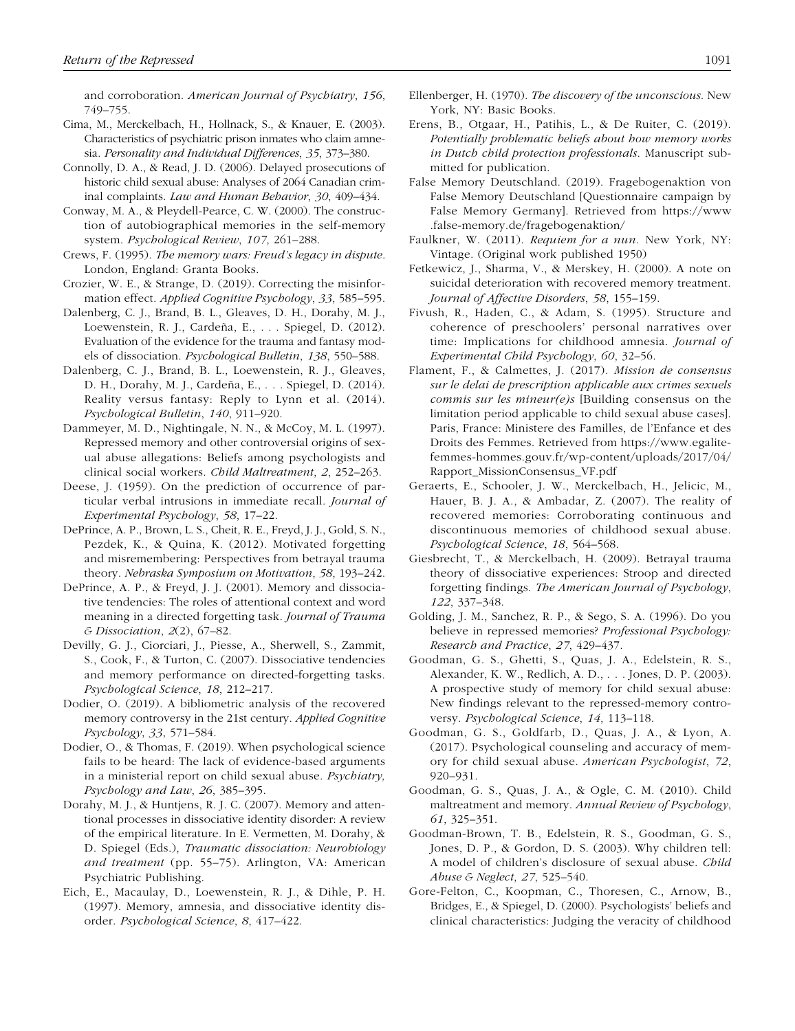and corroboration. *American Journal of Psychiatry*, *156*, 749–755.

Cima, M., Merckelbach, H., Hollnack, S., & Knauer, E. (2003). Characteristics of psychiatric prison inmates who claim amnesia. *Personality and Individual Differences*, *35*, 373–380.

Connolly, D. A., & Read, J. D. (2006). Delayed prosecutions of historic child sexual abuse: Analyses of 2064 Canadian criminal complaints. *Law and Human Behavior*, *30*, 409–434.

Conway, M. A., & Pleydell-Pearce, C. W. (2000). The construction of autobiographical memories in the self-memory system. *Psychological Review*, *107*, 261–288.

Crews, F. (1995). *The memory wars: Freud's legacy in dispute*. London, England: Granta Books.

Crozier, W. E., & Strange, D. (2019). Correcting the misinformation effect. *Applied Cognitive Psychology*, *33*, 585–595.

Dalenberg, C. J., Brand, B. L., Gleaves, D. H., Dorahy, M. J., Loewenstein, R. J., Cardeña, E., . . . Spiegel, D. (2012). Evaluation of the evidence for the trauma and fantasy models of dissociation. *Psychological Bulletin*, *138*, 550–588.

Dalenberg, C. J., Brand, B. L., Loewenstein, R. J., Gleaves, D. H., Dorahy, M. J., Cardeña, E., . . . Spiegel, D. (2014). Reality versus fantasy: Reply to Lynn et al. (2014). *Psychological Bulletin*, *140*, 911–920.

Dammeyer, M. D., Nightingale, N. N., & McCoy, M. L. (1997). Repressed memory and other controversial origins of sexual abuse allegations: Beliefs among psychologists and clinical social workers. *Child Maltreatment*, *2*, 252–263.

Deese, J. (1959). On the prediction of occurrence of particular verbal intrusions in immediate recall. *Journal of Experimental Psychology*, *58*, 17–22.

DePrince, A. P., Brown, L. S., Cheit, R. E., Freyd, J. J., Gold, S. N., Pezdek, K., & Quina, K. (2012). Motivated forgetting and misremembering: Perspectives from betrayal trauma theory. *Nebraska Symposium on Motivation*, *58*, 193–242.

DePrince, A. P., & Freyd, J. J. (2001). Memory and dissociative tendencies: The roles of attentional context and word meaning in a directed forgetting task. *Journal of Trauma & Dissociation*, *2*(2), 67–82.

Devilly, G. J., Ciorciari, J., Piesse, A., Sherwell, S., Zammit, S., Cook, F., & Turton, C. (2007). Dissociative tendencies and memory performance on directed-forgetting tasks. *Psychological Science*, *18*, 212–217.

Dodier, O. (2019). A bibliometric analysis of the recovered memory controversy in the 21st century. *Applied Cognitive Psychology*, *33*, 571–584.

Dodier, O., & Thomas, F. (2019). When psychological science fails to be heard: The lack of evidence-based arguments in a ministerial report on child sexual abuse. *Psychiatry, Psychology and Law*, *26*, 385–395.

Dorahy, M. J., & Huntjens, R. J. C. (2007). Memory and attentional processes in dissociative identity disorder: A review of the empirical literature. In E. Vermetten, M. Dorahy, & D. Spiegel (Eds.), *Traumatic dissociation: Neurobiology and treatment* (pp. 55–75). Arlington, VA: American Psychiatric Publishing.

Eich, E., Macaulay, D., Loewenstein, R. J., & Dihle, P. H. (1997). Memory, amnesia, and dissociative identity disorder. *Psychological Science*, *8*, 417–422.

Ellenberger, H. (1970). *The discovery of the unconscious*. New York, NY: Basic Books.

Erens, B., Otgaar, H., Patihis, L., & De Ruiter, C. (2019). *Potentially problematic beliefs about how memory works in Dutch child protection professionals*. Manuscript submitted for publication.

False Memory Deutschland. (2019). Fragebogenaktion von False Memory Deutschland [Questionnaire campaign by False Memory Germany]. Retrieved from https://www.false-memory.de/fragebogenaktion/

Faulkner, W. (2011). *Requiem for a nun*. New York, NY: Vintage. (Original work published 1950)

Fetkewicz, J., Sharma, V., & Merskey, H. (2000). A note on suicidal deterioration with recovered memory treatment. *Journal of Affective Disorders*, *58*, 155–159.

Fivush, R., Haden, C., & Adam, S. (1995). Structure and coherence of preschoolers' personal narratives over time: Implications for childhood amnesia. *Journal of Experimental Child Psychology*, *60*, 32–56.

Flament, F., & Calmettes, J. (2017). *Mission de consensus sur le delai de prescription applicable aux crimes sexuels commis sur les mineur(e)s* [Building consensus on the limitation period applicable to child sexual abuse cases]. Paris, France: Ministere des Familles, de l'Enfance et des Droits des Femmes. Retrieved from https://www.egalite-femmes-hommes.gouv.fr/wp-content/uploads/2017/04/Rapport_MissionConsensus_VF.pdf

Geraerts, E., Schooler, J. W., Merckelbach, H., Jelicic, M., Hauer, B. J. A., & Ambadar, Z. (2007). The reality of recovered memories: Corroborating continuous and discontinuous memories of childhood sexual abuse. *Psychological Science*, *18*, 564–568.

Giesbrecht, T., & Merckelbach, H. (2009). Betrayal trauma theory of dissociative experiences: Stroop and directed forgetting findings. *The American Journal of Psychology*, *122*, 337–348.

Golding, J. M., Sanchez, R. P., & Sego, S. A. (1996). Do you believe in repressed memories? *Professional Psychology: Research and Practice*, *27*, 429–437.

Goodman, G. S., Ghetti, S., Quas, J. A., Edelstein, R. S., Alexander, K. W., Redlich, A. D., . . . Jones, D. P. (2003). A prospective study of memory for child sexual abuse: New findings relevant to the repressed-memory controversy. *Psychological Science*, *14*, 113–118.

Goodman, G. S., Goldfarb, D., Quas, J. A., & Lyon, A. (2017). Psychological counseling and accuracy of memory for child sexual abuse. *American Psychologist*, *72*, 920–931.

Goodman, G. S., Quas, J. A., & Ogle, C. M. (2010). Child maltreatment and memory. *Annual Review of Psychology*, *61*, 325–351.

Goodman-Brown, T. B., Edelstein, R. S., Goodman, G. S., Jones, D. P., & Gordon, D. S. (2003). Why children tell: A model of children's disclosure of sexual abuse. *Child Abuse & Neglect*, *27*, 525–540.

Gore-Felton, C., Koopman, C., Thoresen, C., Arnow, B., Bridges, E., & Spiegel, D. (2000). Psychologists' beliefs and clinical characteristics: Judging the veracity of childhood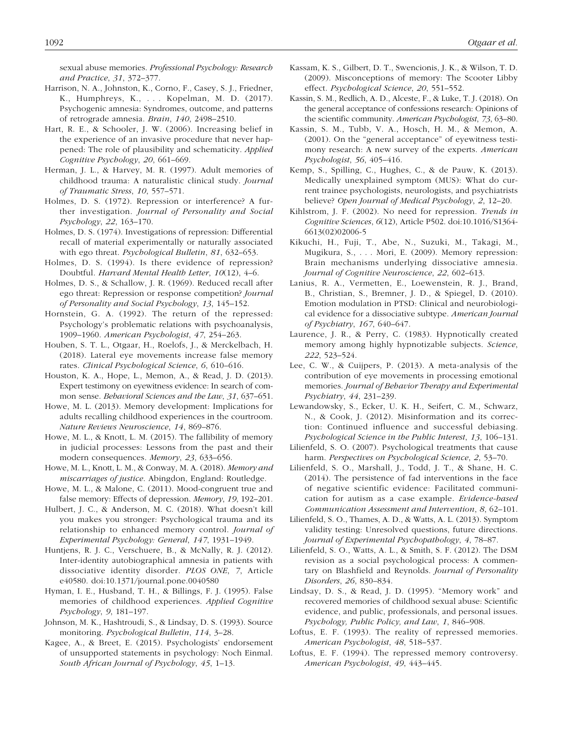sexual abuse memories. *Professional Psychology: Research and Practice*, *31*, 372–377.

Harrison, N. A., Johnston, K., Corno, F., Casey, S. J., Friedner, K., Humphreys, K., . . . Kopelman, M. D. (2017). Psychogenic amnesia: Syndromes, outcome, and patterns of retrograde amnesia. *Brain*, *140*, 2498–2510.

Hart, R. E., & Schooler, J. W. (2006). Increasing belief in the experience of an invasive procedure that never happened: The role of plausibility and schematicity. *Applied Cognitive Psychology*, *20*, 661–669.

Herman, J. L., & Harvey, M. R. (1997). Adult memories of childhood trauma: A naturalistic clinical study. *Journal of Traumatic Stress*, *10*, 557–571.

Holmes, D. S. (1972). Repression or interference? A further investigation. *Journal of Personality and Social Psychology*, *22*, 163–170.

Holmes, D. S. (1974). Investigations of repression: Differential recall of material experimentally or naturally associated with ego threat. *Psychological Bulletin*, *81*, 632–653.

Holmes, D. S. (1994). Is there evidence of repression? Doubtful. *Harvard Mental Health Letter*, *10*(12), 4–6.

Holmes, D. S., & Schallow, J. R. (1969). Reduced recall after ego threat: Repression or response competition? *Journal of Personality and Social Psychology*, *13*, 145–152.

Hornstein, G. A. (1992). The return of the repressed: Psychology's problematic relations with psychoanalysis, 1909–1960. *American Psychologist*, *47*, 254–263.

Houben, S. T. L., Otgaar, H., Roelofs, J., & Merckelbach, H. (2018). Lateral eye movements increase false memory rates. *Clinical Psychological Science*, *6*, 610–616.

Houston, K. A., Hope, L., Memon, A., & Read, J. D. (2013). Expert testimony on eyewitness evidence: In search of common sense. *Behavioral Sciences and the Law*, *31*, 637–651.

Howe, M. L. (2013). Memory development: Implications for adults recalling childhood experiences in the courtroom. *Nature Reviews Neuroscience*, *14*, 869–876.

Howe, M. L., & Knott, L. M. (2015). The fallibility of memory in judicial processes: Lessons from the past and their modern consequences. *Memory*, *23*, 633–656.

Howe, M. L., Knott, L. M., & Conway, M. A. (2018). *Memory and miscarriages of justice*. Abingdon, England: Routledge.

Howe, M. L., & Malone, C. (2011). Mood-congruent true and false memory: Effects of depression. *Memory*, *19*, 192–201.

Hulbert, J. C., & Anderson, M. C. (2018). What doesn't kill you makes you stronger: Psychological trauma and its relationship to enhanced memory control. *Journal of Experimental Psychology: General*, *147*, 1931–1949.

Huntjens, R. J. C., Verschuere, B., & McNally, R. J. (2012). Inter-identity autobiographical amnesia in patients with dissociative identity disorder. *PLOS ONE*, *7*, Article e40580. doi:10.1371/journal.pone.0040580

Hyman, I. E., Husband, T. H., & Billings, F. J. (1995). False memories of childhood experiences. *Applied Cognitive Psychology*, *9*, 181–197.

Johnson, M. K., Hashtroudi, S., & Lindsay, D. S. (1993). Source monitoring. *Psychological Bulletin*, *114*, 3–28.

Kagee, A., & Breet, E. (2015). Psychologists' endorsement of unsupported statements in psychology: Noch Einmal. *South African Journal of Psychology*, *45*, 1–13.

Kassam, K. S., Gilbert, D. T., Swencionis, J. K., & Wilson, T. D. (2009). Misconceptions of memory: The Scooter Libby effect. *Psychological Science*, *20*, 551–552.

Kassin, S. M., Redlich, A. D., Alceste, F., & Luke, T. J. (2018). On the general acceptance of confessions research: Opinions of the scientific community. *American Psychologist*, *73*, 63–80.

Kassin, S. M., Tubb, V. A., Hosch, H. M., & Memon, A. (2001). On the "general acceptance" of eyewitness testimony research: A new survey of the experts. *American Psychologist*, *56*, 405–416.

Kemp, S., Spilling, C., Hughes, C., & de Pauw, K. (2013). Medically unexplained symptom (MUS): What do current trainee psychologists, neurologists, and psychiatrists believe? *Open Journal of Medical Psychology*, *2*, 12–20.

Kihlstrom, J. F. (2002). No need for repression. *Trends in Cognitive Sciences*, *6*(12), Article P502. doi:10.1016/S1364-6613(02)02006-5

Kikuchi, H., Fuji, T., Abe, N., Suzuki, M., Takagi, M., Mugikura, S., . . . Mori, E. (2009). Memory repression: Brain mechanisms underlying dissociative amnesia. *Journal of Cognitive Neuroscience*, *22*, 602–613.

Lanius, R. A., Vermetten, E., Loewenstein, R. J., Brand, B., Christian, S., Bremner, J. D., & Spiegel, D. (2010). Emotion modulation in PTSD: Clinical and neurobiological evidence for a dissociative subtype. *American Journal of Psychiatry*, *167*, 640–647.

Laurence, J. R., & Perry, C. (1983). Hypnotically created memory among highly hypnotizable subjects. *Science*, *222*, 523–524.

Lee, C. W., & Cuijpers, P. (2013). A meta-analysis of the contribution of eye movements in processing emotional memories. *Journal of Behavior Therapy and Experimental Psychiatry*, *44*, 231–239.

Lewandowsky, S., Ecker, U. K. H., Seifert, C. M., Schwarz, N., & Cook, J. (2012). Misinformation and its correction: Continued influence and successful debiasing. *Psychological Science in the Public Interest*, *13*, 106–131.

Lilienfeld, S. O. (2007). Psychological treatments that cause harm. *Perspectives on Psychological Science*, *2*, 53–70.

Lilienfeld, S. O., Marshall, J., Todd, J. T., & Shane, H. C. (2014). The persistence of fad interventions in the face of negative scientific evidence: Facilitated communication for autism as a case example. *Evidence-based Communication Assessment and Intervention*, *8*, 62–101.

Lilienfeld, S. O., Thames, A. D., & Watts, A. L. (2013). Symptom validity testing: Unresolved questions, future directions. *Journal of Experimental Psychopathology*, *4*, 78–87.

Lilienfeld, S. O., Watts, A. L., & Smith, S. F. (2012). The DSM revision as a social psychological process: A commentary on Blashfield and Reynolds. *Journal of Personality Disorders*, *26*, 830–834.

Lindsay, D. S., & Read, J. D. (1995). "Memory work" and recovered memories of childhood sexual abuse: Scientific evidence, and public, professionals, and personal issues. *Psychology, Public Policy, and Law*, *1*, 846–908.

Loftus, E. F. (1993). The reality of repressed memories. *American Psychologist*, *48*, 518–537.

Loftus, E. F. (1994). The repressed memory controversy. *American Psychologist*, *49*, 443–445.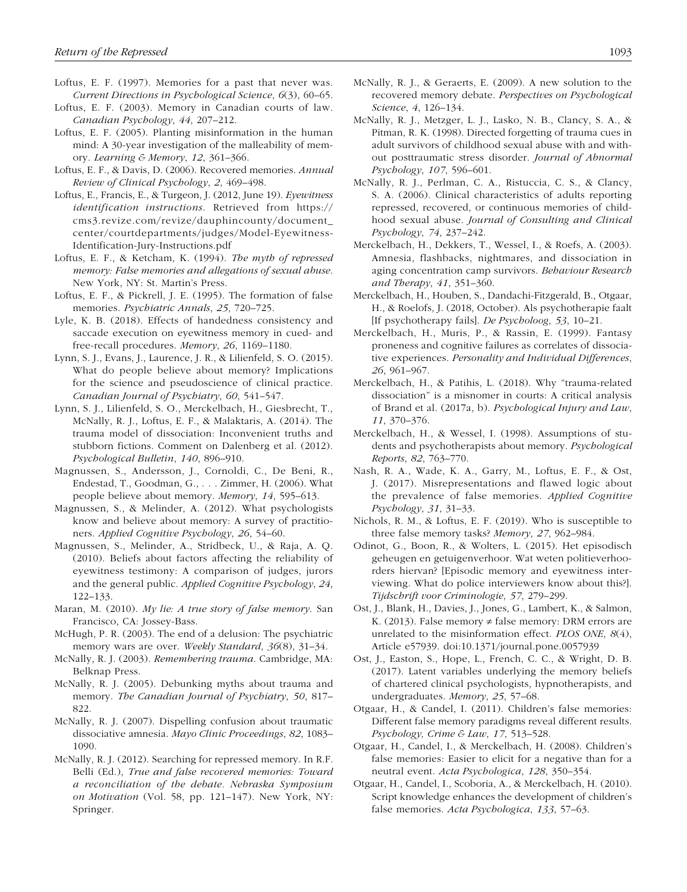Loftus, E. F. (1997). Memories for a past that never was. *Current Directions in Psychological Science*, *6*(3), 60–65.

Loftus, E. F. (2003). Memory in Canadian courts of law. *Canadian Psychology*, *44*, 207–212.

Loftus, E. F. (2005). Planting misinformation in the human mind: A 30-year investigation of the malleability of memory. *Learning & Memory*, *12*, 361–366.

Loftus, E. F., & Davis, D. (2006). Recovered memories. *Annual Review of Clinical Psychology*, *2*, 469–498.

Loftus, E., Francis, E., & Turgeon, J. (2012, June 19). *Eyewitness identification instructions*. Retrieved from https://cms3.revize.com/revize/dauphincounty/document_center/courtdepartments/judges/Model-Eyewitness-Identification-Jury-Instructions.pdf

Loftus, E. F., & Ketcham, K. (1994). *The myth of repressed memory: False memories and allegations of sexual abuse*. New York, NY: St. Martin's Press.

Loftus, E. F., & Pickrell, J. E. (1995). The formation of false memories. *Psychiatric Annals*, *25*, 720–725.

Lyle, K. B. (2018). Effects of handedness consistency and saccade execution on eyewitness memory in cued- and free-recall procedures. *Memory*, *26*, 1169–1180.

Lynn, S. J., Evans, J., Laurence, J. R., & Lilienfeld, S. O. (2015). What do people believe about memory? Implications for the science and pseudoscience of clinical practice. *Canadian Journal of Psychiatry*, *60*, 541–547.

Lynn, S. J., Lilienfeld, S. O., Merckelbach, H., Giesbrecht, T., McNally, R. J., Loftus, E. F., & Malaktaris, A. (2014). The trauma model of dissociation: Inconvenient truths and stubborn fictions. Comment on Dalenberg et al. (2012). *Psychological Bulletin*, *140*, 896–910.

Magnussen, S., Andersson, J., Cornoldi, C., De Beni, R., Endestad, T., Goodman, G., . . . Zimmer, H. (2006). What people believe about memory. *Memory*, *14*, 595–613.

Magnussen, S., & Melinder, A. (2012). What psychologists know and believe about memory: A survey of practitioners. *Applied Cognitive Psychology*, *26*, 54–60.

Magnussen, S., Melinder, A., Stridbeck, U., & Raja, A. Q. (2010). Beliefs about factors affecting the reliability of eyewitness testimony: A comparison of judges, jurors and the general public. *Applied Cognitive Psychology*, *24*, 122–133.

Maran, M. (2010). *My lie: A true story of false memory*. San Francisco, CA: Jossey-Bass.

McHugh, P. R. (2003). The end of a delusion: The psychiatric memory wars are over. *Weekly Standard*, *36*(8), 31–34.

McNally, R. J. (2003). *Remembering trauma*. Cambridge, MA: Belknap Press.

McNally, R. J. (2005). Debunking myths about trauma and memory. *The Canadian Journal of Psychiatry*, *50*, 817–822.

McNally, R. J. (2007). Dispelling confusion about traumatic dissociative amnesia. *Mayo Clinic Proceedings*, *82*, 1083–1090.

McNally, R. J. (2012). Searching for repressed memory. In R.F. Belli (Ed.), *True and false recovered memories: Toward a reconciliation of the debate. Nebraska Symposium on Motivation* (Vol. 58, pp. 121–147). New York, NY: Springer.

McNally, R. J., & Geraerts, E. (2009). A new solution to the recovered memory debate. *Perspectives on Psychological Science*, *4*, 126–134.

McNally, R. J., Metzger, L. J., Lasko, N. B., Clancy, S. A., & Pitman, R. K. (1998). Directed forgetting of trauma cues in adult survivors of childhood sexual abuse with and without posttraumatic stress disorder. *Journal of Abnormal Psychology*, *107*, 596–601.

McNally, R. J., Perlman, C. A., Ristuccia, C. S., & Clancy, S. A. (2006). Clinical characteristics of adults reporting repressed, recovered, or continuous memories of childhood sexual abuse. *Journal of Consulting and Clinical Psychology*, *74*, 237–242.

Merckelbach, H., Dekkers, T., Wessel, I., & Roefs, A. (2003). Amnesia, flashbacks, nightmares, and dissociation in aging concentration camp survivors. *Behaviour Research and Therapy*, *41*, 351–360.

Merckelbach, H., Houben, S., Dandachi-Fitzgerald, B., Otgaar, H., & Roelofs, J. (2018, October). Als psychotherapie faalt [If psychotherapy fails]. *De Psycholoog*, *53*, 10–21.

Merckelbach, H., Muris, P., & Rassin, E. (1999). Fantasy proneness and cognitive failures as correlates of dissociative experiences. *Personality and Individual Differences*, *26*, 961–967.

Merckelbach, H., & Patihis, L. (2018). Why "trauma-related dissociation" is a misnomer in courts: A critical analysis of Brand et al. (2017a, b). *Psychological Injury and Law*, *11*, 370–376.

Merckelbach, H., & Wessel, I. (1998). Assumptions of students and psychotherapists about memory. *Psychological Reports*, *82*, 763–770.

Nash, R. A., Wade, K. A., Garry, M., Loftus, E. F., & Ost, J. (2017). Misrepresentations and flawed logic about the prevalence of false memories. *Applied Cognitive Psychology*, *31*, 31–33.

Nichols, R. M., & Loftus, E. F. (2019). Who is susceptible to three false memory tasks? *Memory*, *27*, 962–984.

Odinot, G., Boon, R., & Wolters, L. (2015). Het episodisch geheugen en getuigenverhoor. Wat weten politieverhoorders hiervan? [Episodic memory and eyewitness interviewing. What do police interviewers know about this?]. *Tijdschrift voor Criminologie*, *57*, 279–299.

Ost, J., Blank, H., Davies, J., Jones, G., Lambert, K., & Salmon, K. (2013). False memory ≠ false memory: DRM errors are unrelated to the misinformation effect. *PLOS ONE*, *8*(4), Article e57939. doi:10.1371/journal.pone.0057939

Ost, J., Easton, S., Hope, L., French, C. C., & Wright, D. B. (2017). Latent variables underlying the memory beliefs of chartered clinical psychologists, hypnotherapists, and undergraduates. *Memory*, *25*, 57–68.

Otgaar, H., & Candel, I. (2011). Children's false memories: Different false memory paradigms reveal different results. *Psychology, Crime & Law*, *17*, 513–528.

Otgaar, H., Candel, I., & Merckelbach, H. (2008). Children's false memories: Easier to elicit for a negative than for a neutral event. *Acta Psychologica*, *128*, 350–354.

Otgaar, H., Candel, I, Scoboria, A., & Merckelbach, H. (2010). Script knowledge enhances the development of children's false memories. *Acta Psychologica*, *133*, 57–63.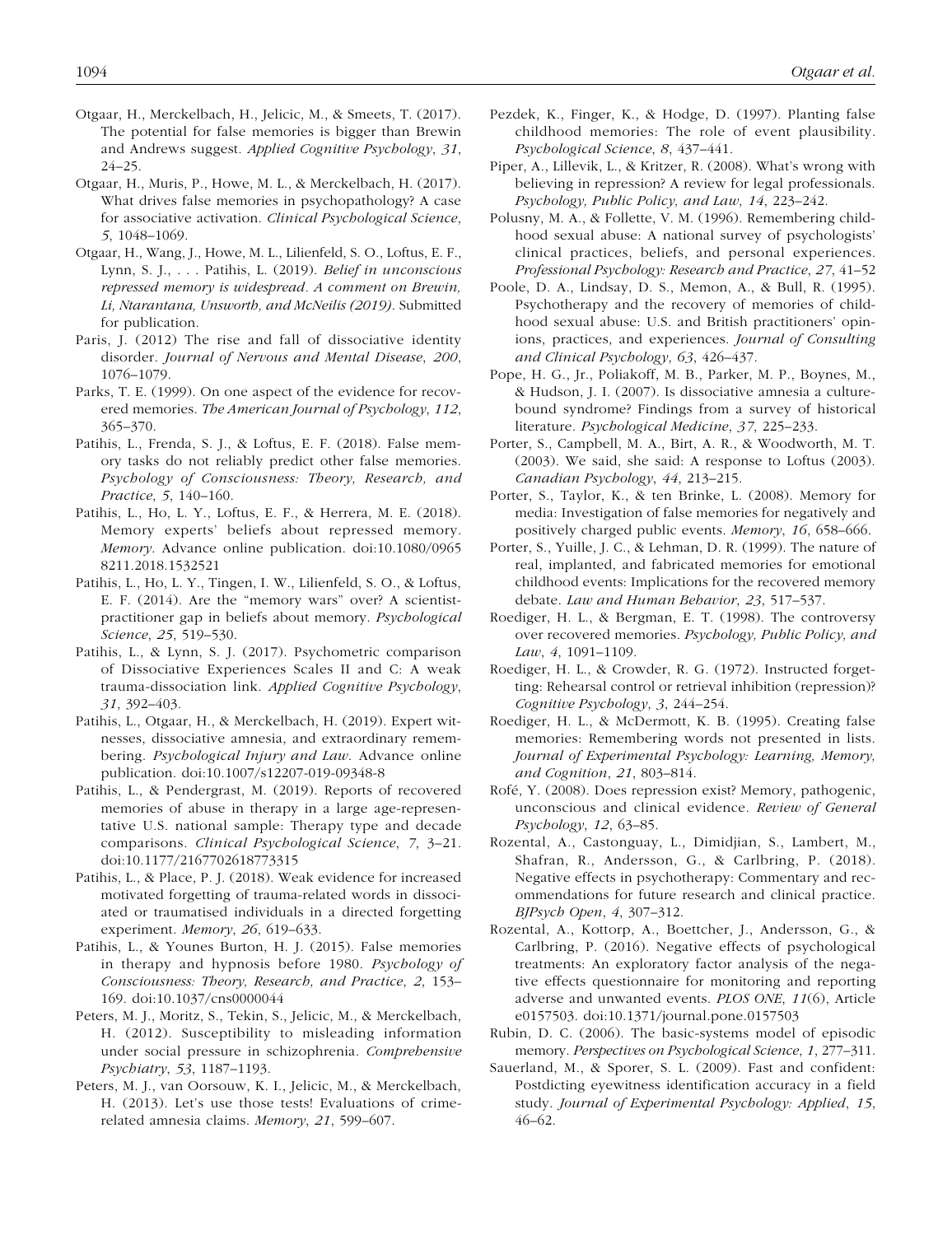Otgaar, H., Merckelbach, H., Jelicic, M., & Smeets, T. (2017). The potential for false memories is bigger than Brewin and Andrews suggest. *Applied Cognitive Psychology*, *31*, 24–25.

Otgaar, H., Muris, P., Howe, M. L., & Merckelbach, H. (2017). What drives false memories in psychopathology? A case for associative activation. *Clinical Psychological Science*, *5*, 1048–1069.

Otgaar, H., Wang, J., Howe, M. L., Lilienfeld, S. O., Loftus, E. F., Lynn, S. J., . . . Patihis, L. (2019). *Belief in unconscious repressed memory is widespread. A comment on Brewin, Li, Ntarantana, Unsworth, and McNeilis (2019)*. Submitted for publication.

Paris, J. (2012) The rise and fall of dissociative identity disorder. *Journal of Nervous and Mental Disease*, *200*, 1076–1079.

Parks, T. E. (1999). On one aspect of the evidence for recovered memories. *The American Journal of Psychology*, *112*, 365–370.

Patihis, L., Frenda, S. J., & Loftus, E. F. (2018). False memory tasks do not reliably predict other false memories. *Psychology of Consciousness: Theory, Research, and Practice*, *5*, 140–160.

Patihis, L., Ho, L. Y., Loftus, E. F., & Herrera, M. E. (2018). Memory experts' beliefs about repressed memory. *Memory*. Advance online publication. doi:10.1080/09658211.2018.1532521

Patihis, L., Ho, L. Y., Tingen, I. W., Lilienfeld, S. O., & Loftus, E. F. (2014). Are the "memory wars" over? A scientist-practitioner gap in beliefs about memory. *Psychological Science*, *25*, 519–530.

Patihis, L., & Lynn, S. J. (2017). Psychometric comparison of Dissociative Experiences Scales II and C: A weak trauma-dissociation link. *Applied Cognitive Psychology*, *31*, 392–403.

Patihis, L., Otgaar, H., & Merckelbach, H. (2019). Expert witnesses, dissociative amnesia, and extraordinary remembering. *Psychological Injury and Law*. Advance online publication. doi:10.1007/s12207-019-09348-8

Patihis, L., & Pendergrast, M. (2019). Reports of recovered memories of abuse in therapy in a large age-representative U.S. national sample: Therapy type and decade comparisons. *Clinical Psychological Science*, *7*, 3–21. doi:10.1177/2167702618773315

Patihis, L., & Place, P. J. (2018). Weak evidence for increased motivated forgetting of trauma-related words in dissociated or traumatised individuals in a directed forgetting experiment. *Memory*, *26*, 619–633.

Patihis, L., & Younes Burton, H. J. (2015). False memories in therapy and hypnosis before 1980. *Psychology of Consciousness: Theory, Research, and Practice*, *2*, 153–169. doi:10.1037/cns0000044

Peters, M. J., Moritz, S., Tekin, S., Jelicic, M., & Merckelbach, H. (2012). Susceptibility to misleading information under social pressure in schizophrenia. *Comprehensive Psychiatry*, *53*, 1187–1193.

Peters, M. J., van Oorsouw, K. I., Jelicic, M., & Merckelbach, H. (2013). Let's use those tests! Evaluations of crime-related amnesia claims. *Memory*, *21*, 599–607.

Pezdek, K., Finger, K., & Hodge, D. (1997). Planting false childhood memories: The role of event plausibility. *Psychological Science*, *8*, 437–441.

Piper, A., Lillevik, L., & Kritzer, R. (2008). What's wrong with believing in repression? A review for legal professionals. *Psychology, Public Policy, and Law*, *14*, 223–242.

Polusny, M. A., & Follette, V. M. (1996). Remembering childhood sexual abuse: A national survey of psychologists' clinical practices, beliefs, and personal experiences. *Professional Psychology: Research and Practice*, *27*, 41–52

Poole, D. A., Lindsay, D. S., Memon, A., & Bull, R. (1995). Psychotherapy and the recovery of memories of childhood sexual abuse: U.S. and British practitioners' opinions, practices, and experiences. *Journal of Consulting and Clinical Psychology*, *63*, 426–437.

Pope, H. G., Jr., Poliakoff, M. B., Parker, M. P., Boynes, M., & Hudson, J. I. (2007). Is dissociative amnesia a culture-bound syndrome? Findings from a survey of historical literature. *Psychological Medicine*, *37*, 225–233.

Porter, S., Campbell, M. A., Birt, A. R., & Woodworth, M. T. (2003). We said, she said: A response to Loftus (2003). *Canadian Psychology*, *44*, 213–215.

Porter, S., Taylor, K., & ten Brinke, L. (2008). Memory for media: Investigation of false memories for negatively and positively charged public events. *Memory*, *16*, 658–666.

Porter, S., Yuille, J. C., & Lehman, D. R. (1999). The nature of real, implanted, and fabricated memories for emotional childhood events: Implications for the recovered memory debate. *Law and Human Behavior*, *23*, 517–537.

Roediger, H. L., & Bergman, E. T. (1998). The controversy over recovered memories. *Psychology, Public Policy, and Law*, *4*, 1091–1109.

Roediger, H. L., & Crowder, R. G. (1972). Instructed forgetting: Rehearsal control or retrieval inhibition (repression)? *Cognitive Psychology*, *3*, 244–254.

Roediger, H. L., & McDermott, K. B. (1995). Creating false memories: Remembering words not presented in lists. *Journal of Experimental Psychology: Learning, Memory, and Cognition*, *21*, 803–814.

Rofé, Y. (2008). Does repression exist? Memory, pathogenic, unconscious and clinical evidence. *Review of General Psychology*, *12*, 63–85.

Rozental, A., Castonguay, L., Dimidjian, S., Lambert, M., Shafran, R., Andersson, G., & Carlbring, P. (2018). Negative effects in psychotherapy: Commentary and recommendations for future research and clinical practice. *BJPsych Open*, *4*, 307–312.

Rozental, A., Kottorp, A., Boettcher, J., Andersson, G., & Carlbring, P. (2016). Negative effects of psychological treatments: An exploratory factor analysis of the negative effects questionnaire for monitoring and reporting adverse and unwanted events. *PLOS ONE*, *11*(6), Article e0157503. doi:10.1371/journal.pone.0157503

Rubin, D. C. (2006). The basic-systems model of episodic memory. *Perspectives on Psychological Science*, *1*, 277–311.

Sauerland, M., & Sporer, S. L. (2009). Fast and confident: Postdicting eyewitness identification accuracy in a field study. *Journal of Experimental Psychology: Applied*, *15*, 46–62.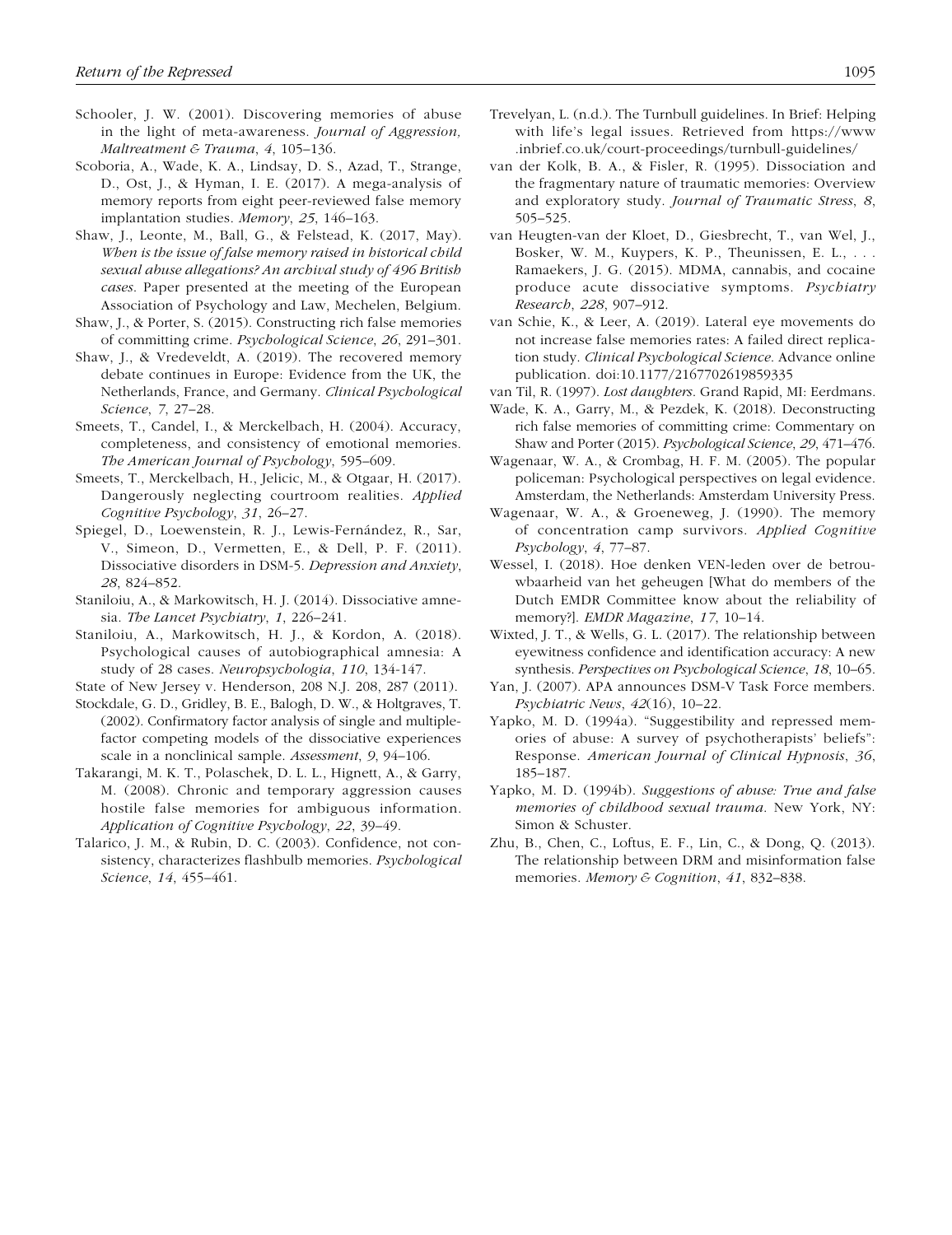Schooler, J. W. (2001). Discovering memories of abuse in the light of meta-awareness. *Journal of Aggression, Maltreatment & Trauma*, *4*, 105–136.

Scoboria, A., Wade, K. A., Lindsay, D. S., Azad, T., Strange, D., Ost, J., & Hyman, I. E. (2017). A mega-analysis of memory reports from eight peer-reviewed false memory implantation studies. *Memory*, *25*, 146–163.

Shaw, J., Leonte, M., Ball, G., & Felstead, K. (2017, May). *When is the issue of false memory raised in historical child sexual abuse allegations? An archival study of 496 British cases.* Paper presented at the meeting of the European Association of Psychology and Law, Mechelen, Belgium.

Shaw, J., & Porter, S. (2015). Constructing rich false memories of committing crime. *Psychological Science*, *26*, 291–301.

Shaw, J., & Vredeveldt, A. (2019). The recovered memory debate continues in Europe: Evidence from the UK, the Netherlands, France, and Germany. *Clinical Psychological Science*, *7*, 27–28.

Smeets, T., Candel, I., & Merckelbach, H. (2004). Accuracy, completeness, and consistency of emotional memories. *The American Journal of Psychology*, 595–609.

Smeets, T., Merckelbach, H., Jelicic, M., & Otgaar, H. (2017). Dangerously neglecting courtroom realities. *Applied Cognitive Psychology*, *31*, 26–27.

Spiegel, D., Loewenstein, R. J., Lewis-Fernández, R., Sar, V., Simeon, D., Vermetten, E., & Dell, P. F. (2011). Dissociative disorders in DSM-5. *Depression and Anxiety*, *28*, 824–852.

Staniloiu, A., & Markowitsch, H. J. (2014). Dissociative amnesia. *The Lancet Psychiatry*, *1*, 226–241.

Staniloiu, A., Markowitsch, H. J., & Kordon, A. (2018). Psychological causes of autobiographical amnesia: A study of 28 cases. *Neuropsychologia*, *110*, 134-147.

State of New Jersey v. Henderson, 208 N.J. 208, 287 (2011).

Stockdale, G. D., Gridley, B. E., Balogh, D. W., & Holtgraves, T. (2002). Confirmatory factor analysis of single and multiple-factor competing models of the dissociative experiences scale in a nonclinical sample. *Assessment*, *9*, 94–106.

Takarangi, M. K. T., Polaschek, D. L. L., Hignett, A., & Garry, M. (2008). Chronic and temporary aggression causes hostile false memories for ambiguous information. *Application of Cognitive Psychology*, *22*, 39–49.

Talarico, J. M., & Rubin, D. C. (2003). Confidence, not consistency, characterizes flashbulb memories. *Psychological Science*, *14*, 455–461.

Trevelyan, L. (n.d.). The Turnbull guidelines. In Brief: Helping with life's legal issues. Retrieved from https://www.inbrief.co.uk/court-proceedings/turnbull-guidelines/

van der Kolk, B. A., & Fisler, R. (1995). Dissociation and the fragmentary nature of traumatic memories: Overview and exploratory study. *Journal of Traumatic Stress*, *8*, 505–525.

van Heugten-van der Kloet, D., Giesbrecht, T., van Wel, J., Bosker, W. M., Kuypers, K. P., Theunissen, E. L., . . . Ramaekers, J. G. (2015). MDMA, cannabis, and cocaine produce acute dissociative symptoms. *Psychiatry Research*, *228*, 907–912.

van Schie, K., & Leer, A. (2019). Lateral eye movements do not increase false memories rates: A failed direct replication study. *Clinical Psychological Science*. Advance online publication. doi:10.1177/2167702619859335

van Til, R. (1997). *Lost daughters*. Grand Rapid, MI: Eerdmans.

Wade, K. A., Garry, M., & Pezdek, K. (2018). Deconstructing rich false memories of committing crime: Commentary on Shaw and Porter (2015). *Psychological Science*, *29*, 471–476.

Wagenaar, W. A., & Crombag, H. F. M. (2005). The popular policeman: Psychological perspectives on legal evidence. Amsterdam, the Netherlands: Amsterdam University Press.

Wagenaar, W. A., & Groeneweg, J. (1990). The memory of concentration camp survivors. *Applied Cognitive Psychology*, *4*, 77–87.

Wessel, I. (2018). Hoe denken VEN-leden over de betrouwbaarheid van het geheugen [What do members of the Dutch EMDR Committee know about the reliability of memory?]. *EMDR Magazine*, *17*, 10–14.

Wixted, J. T., & Wells, G. L. (2017). The relationship between eyewitness confidence and identification accuracy: A new synthesis. *Perspectives on Psychological Science*, *18*, 10–65.

Yan, J. (2007). APA announces DSM-V Task Force members. *Psychiatric News*, *42*(16), 10–22.

Yapko, M. D. (1994a). "Suggestibility and repressed memories of abuse: A survey of psychotherapists' beliefs": Response. *American Journal of Clinical Hypnosis*, *36*, 185–187.

Yapko, M. D. (1994b). *Suggestions of abuse: True and false memories of childhood sexual trauma*. New York, NY: Simon & Schuster.

Zhu, B., Chen, C., Loftus, E. F., Lin, C., & Dong, Q. (2013). The relationship between DRM and misinformation false memories. *Memory & Cognition*, *41*, 832–838.